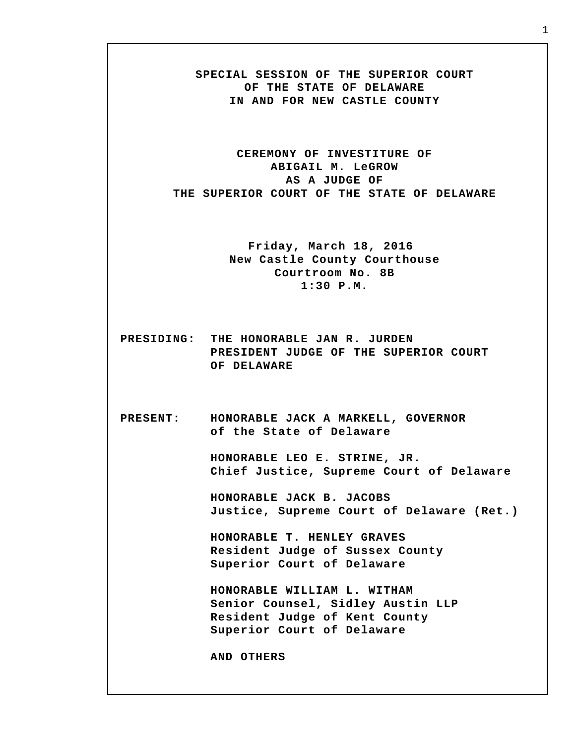**SPECIAL SESSION OF THE SUPERIOR COURT**
**OF THE STATE OF DELAWARE**
**IN AND FOR NEW CASTLE COUNTY**

**CEREMONY OF INVESTITURE OF**
**ABIGAIL M. LeGROW**
**AS A JUDGE OF**
**THE SUPERIOR COURT OF THE STATE OF DELAWARE**

**Friday, March 18, 2016**
**New Castle County Courthouse**
**Courtroom No. 8B**
**1:30 P.M.**

**PRESIDING:** **THE HONORABLE JAN R. JURDEN**
**PRESIDENT JUDGE OF THE SUPERIOR COURT**
**OF DELAWARE**

**PRESENT:** **HONORABLE JACK A MARKELL, GOVERNOR**
**of the State of Delaware**

**HONORABLE LEO E. STRINE, JR.**
**Chief Justice, Supreme Court of Delaware**

**HONORABLE JACK B. JACOBS**
**Justice, Supreme Court of Delaware (Ret.)**

**HONORABLE T. HENLEY GRAVES**
**Resident Judge of Sussex County**
**Superior Court of Delaware**

**HONORABLE WILLIAM L. WITHAM**
**Senior Counsel, Sidley Austin LLP**
**Resident Judge of Kent County**
**Superior Court of Delaware**

**AND OTHERS**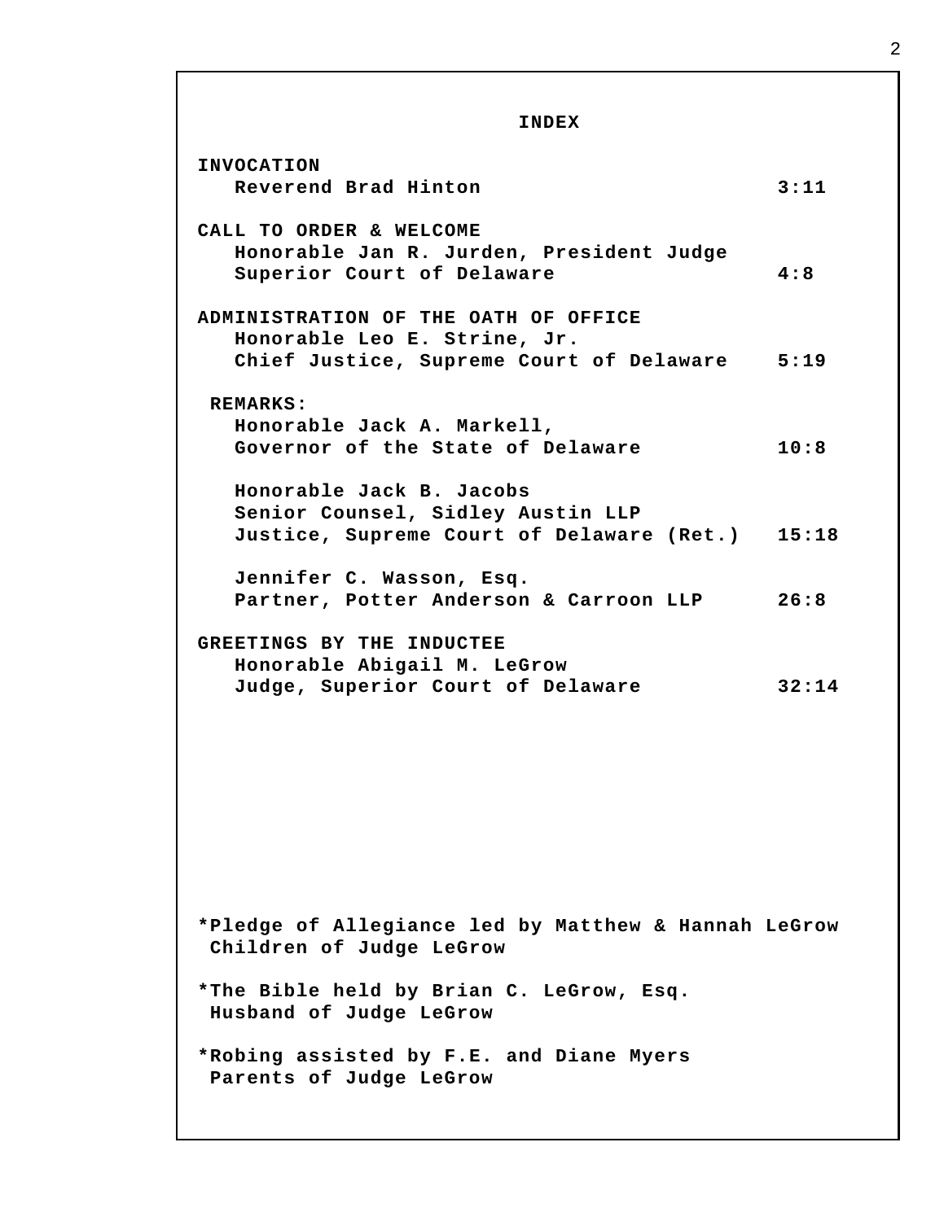# INDEX

**INVOCATION**
Reverend Brad Hinton — 3:11

**CALL TO ORDER & WELCOME**
Honorable Jan R. Jurden, President Judge
Superior Court of Delaware — 4:8

**ADMINISTRATION OF THE OATH OF OFFICE**
Honorable Leo E. Strine, Jr.
Chief Justice, Supreme Court of Delaware — 5:19

**REMARKS:**
Honorable Jack A. Markell,
Governor of the State of Delaware — 10:8

Honorable Jack B. Jacobs
Senior Counsel, Sidley Austin LLP
Justice, Supreme Court of Delaware (Ret.) — 15:18

Jennifer C. Wasson, Esq.
Partner, Potter Anderson & Carroon LLP — 26:8

**GREETINGS BY THE INDUCTEE**
Honorable Abigail M. LeGrow
Judge, Superior Court of Delaware — 32:14

*Pledge of Allegiance led by Matthew & Hannah LeGrow
Children of Judge LeGrow

*The Bible held by Brian C. LeGrow, Esq.
Husband of Judge LeGrow

*Robing assisted by F.E. and Diane Myers
Parents of Judge LeGrow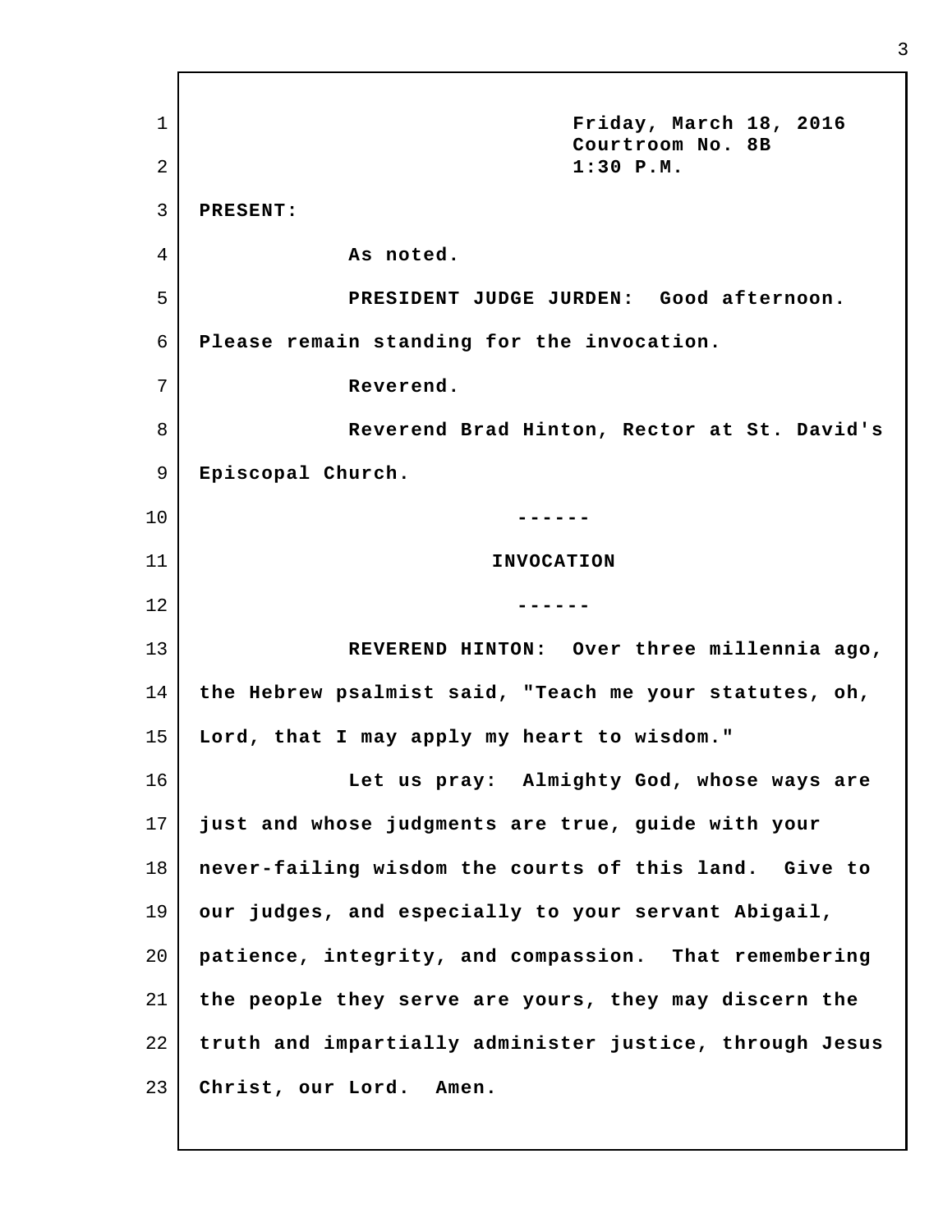Friday, March 18, 2016
Courtroom No. 8B
1:30 P.M.

PRESENT:

As noted.

PRESIDENT JUDGE JURDEN: Good afternoon. Please remain standing for the invocation.

Reverend.

Reverend Brad Hinton, Rector at St. David's Episcopal Church.

------

INVOCATION

------

REVEREND HINTON: Over three millennia ago, the Hebrew psalmist said, "Teach me your statutes, oh, Lord, that I may apply my heart to wisdom."

Let us pray: Almighty God, whose ways are just and whose judgments are true, guide with your never-failing wisdom the courts of this land. Give to our judges, and especially to your servant Abigail, patience, integrity, and compassion. That remembering the people they serve are yours, they may discern the truth and impartially administer justice, through Jesus Christ, our Lord. Amen.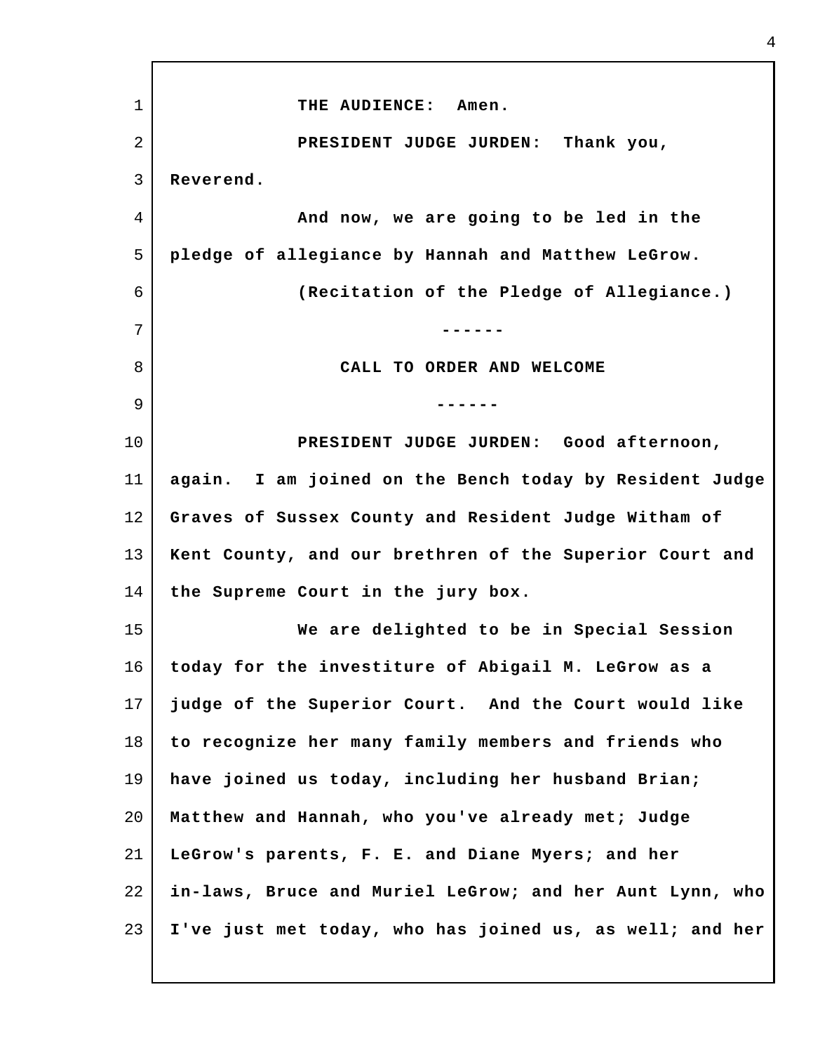THE AUDIENCE: Amen.

PRESIDENT JUDGE JURDEN: Thank you, Reverend.

And now, we are going to be led in the pledge of allegiance by Hannah and Matthew LeGrow.

(Recitation of the Pledge of Allegiance.)

------

## CALL TO ORDER AND WELCOME

------

PRESIDENT JUDGE JURDEN: Good afternoon, again. I am joined on the Bench today by Resident Judge Graves of Sussex County and Resident Judge Witham of Kent County, and our brethren of the Superior Court and the Supreme Court in the jury box.

We are delighted to be in Special Session today for the investiture of Abigail M. LeGrow as a judge of the Superior Court. And the Court would like to recognize her many family members and friends who have joined us today, including her husband Brian; Matthew and Hannah, who you've already met; Judge LeGrow's parents, F. E. and Diane Myers; and her in-laws, Bruce and Muriel LeGrow; and her Aunt Lynn, who I've just met today, who has joined us, as well; and her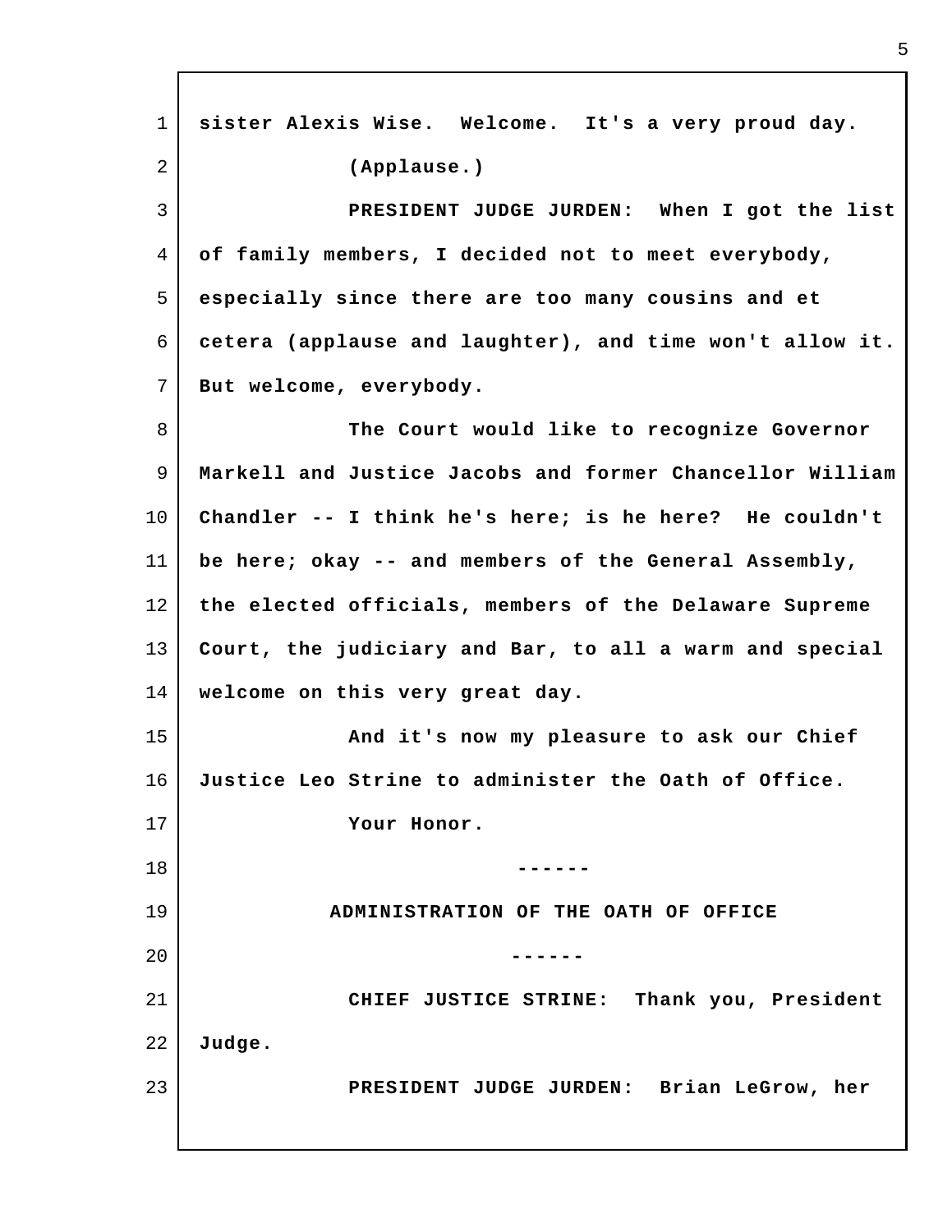sister Alexis Wise. Welcome. It's a very proud day.

(Applause.)

PRESIDENT JUDGE JURDEN: When I got the list of family members, I decided not to meet everybody, especially since there are too many cousins and et cetera (applause and laughter), and time won't allow it. But welcome, everybody.

The Court would like to recognize Governor Markell and Justice Jacobs and former Chancellor William Chandler -- I think he's here; is he here? He couldn't be here; okay -- and members of the General Assembly, the elected officials, members of the Delaware Supreme Court, the judiciary and Bar, to all a warm and special welcome on this very great day.

And it's now my pleasure to ask our Chief Justice Leo Strine to administer the Oath of Office.

Your Honor.

------

**ADMINISTRATION OF THE OATH OF OFFICE**

------

CHIEF JUSTICE STRINE: Thank you, President Judge.

PRESIDENT JUDGE JURDEN: Brian LeGrow, her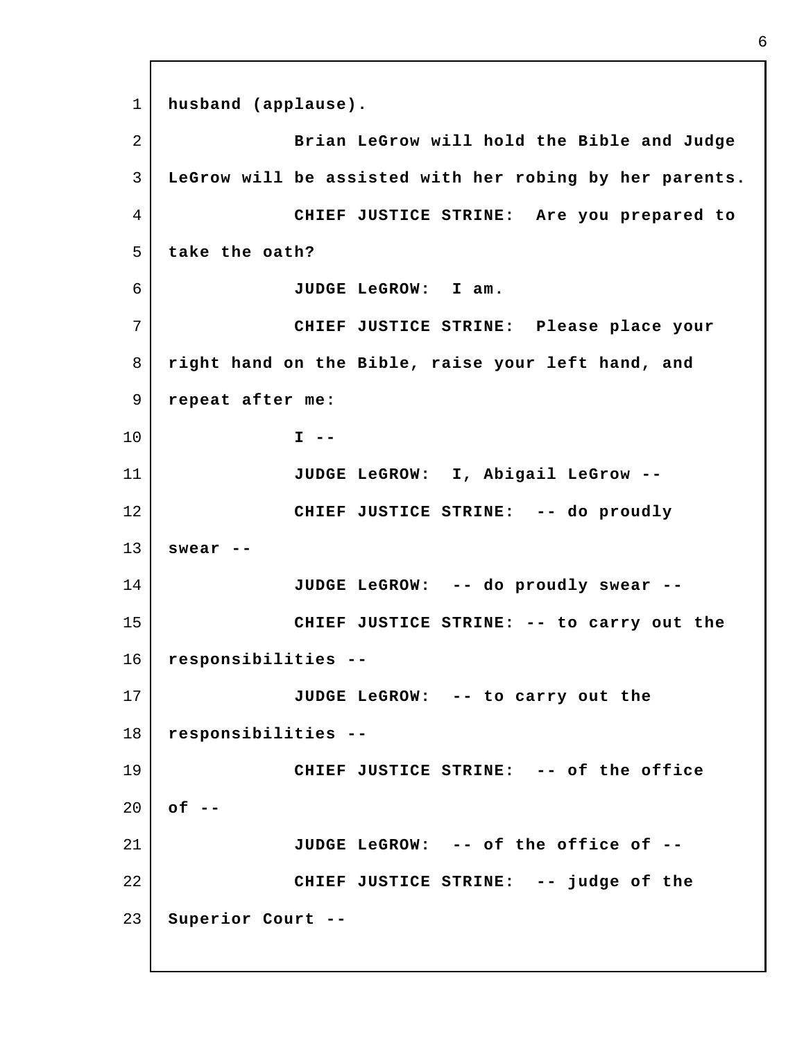husband (applause).

Brian LeGrow will hold the Bible and Judge LeGrow will be assisted with her robing by her parents.

CHIEF JUSTICE STRINE: Are you prepared to take the oath?

JUDGE LeGROW: I am.

CHIEF JUSTICE STRINE: Please place your right hand on the Bible, raise your left hand, and repeat after me:

I --

JUDGE LeGROW: I, Abigail LeGrow --

CHIEF JUSTICE STRINE: -- do proudly swear --

JUDGE LeGROW: -- do proudly swear --

CHIEF JUSTICE STRINE: -- to carry out the responsibilities --

JUDGE LeGROW: -- to carry out the responsibilities --

CHIEF JUSTICE STRINE: -- of the office of --

JUDGE LeGROW: -- of the office of --

CHIEF JUSTICE STRINE: -- judge of the Superior Court --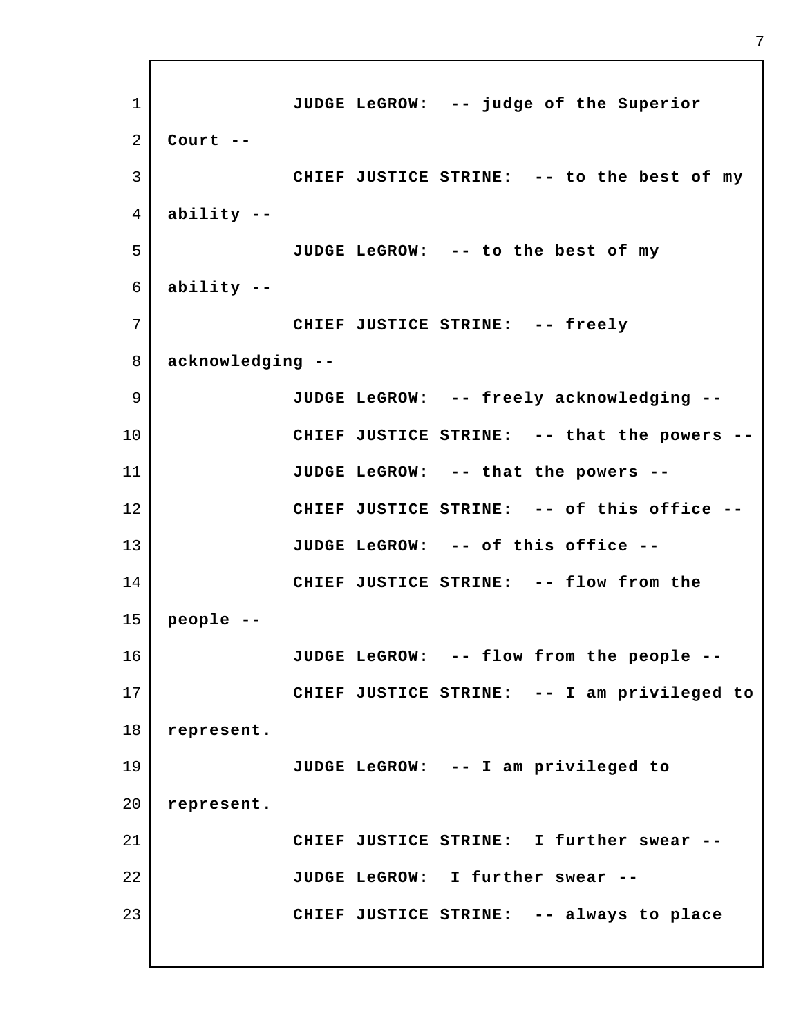**JUDGE LeGROW: -- judge of the Superior Court --**

**CHIEF JUSTICE STRINE: -- to the best of my ability --**

**JUDGE LeGROW: -- to the best of my ability --**

**CHIEF JUSTICE STRINE: -- freely acknowledging --**

**JUDGE LeGROW: -- freely acknowledging --**

**CHIEF JUSTICE STRINE: -- that the powers --**

**JUDGE LeGROW: -- that the powers --**

**CHIEF JUSTICE STRINE: -- of this office --**

**JUDGE LeGROW: -- of this office --**

**CHIEF JUSTICE STRINE: -- flow from the people --**

**JUDGE LeGROW: -- flow from the people --**

**CHIEF JUSTICE STRINE: -- I am privileged to represent.**

**JUDGE LeGROW: -- I am privileged to represent.**

**CHIEF JUSTICE STRINE: I further swear --**

**JUDGE LeGROW: I further swear --**

**CHIEF JUSTICE STRINE: -- always to place**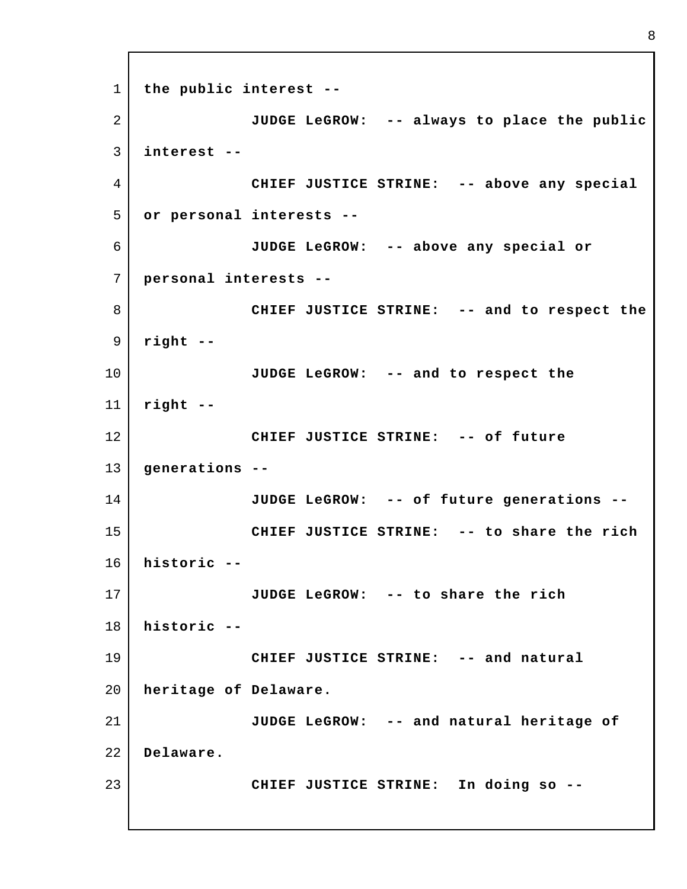the public interest --

**JUDGE LeGROW:** -- always to place the public interest --

**CHIEF JUSTICE STRINE:** -- above any special or personal interests --

**JUDGE LeGROW:** -- above any special or personal interests --

**CHIEF JUSTICE STRINE:** -- and to respect the right --

**JUDGE LeGROW:** -- and to respect the right --

**CHIEF JUSTICE STRINE:** -- of future generations --

**JUDGE LeGROW:** -- of future generations --

**CHIEF JUSTICE STRINE:** -- to share the rich historic --

**JUDGE LeGROW:** -- to share the rich historic --

**CHIEF JUSTICE STRINE:** -- and natural heritage of Delaware.

**JUDGE LeGROW:** -- and natural heritage of Delaware.

**CHIEF JUSTICE STRINE:** In doing so --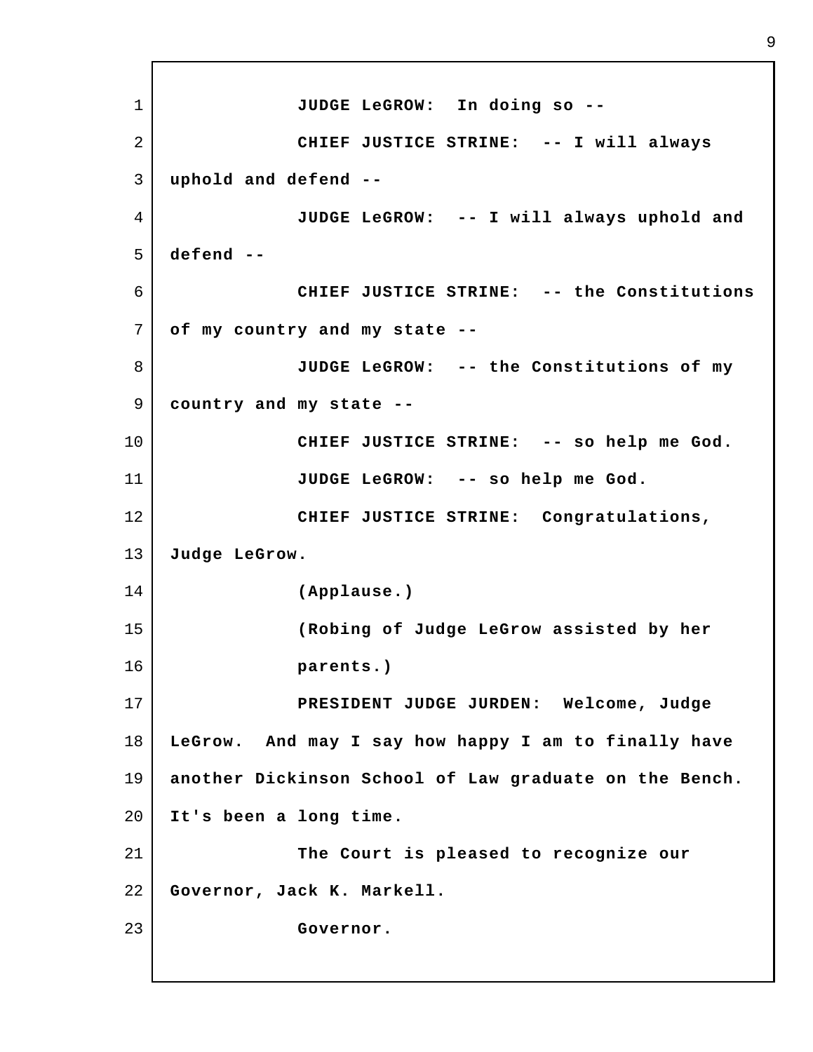JUDGE LeGROW: In doing so --

CHIEF JUSTICE STRINE: -- I will always uphold and defend --

JUDGE LeGROW: -- I will always uphold and defend --

CHIEF JUSTICE STRINE: -- the Constitutions of my country and my state --

JUDGE LeGROW: -- the Constitutions of my country and my state --

CHIEF JUSTICE STRINE: -- so help me God.

JUDGE LeGROW: -- so help me God.

CHIEF JUSTICE STRINE: Congratulations, Judge LeGrow.

(Applause.)

(Robing of Judge LeGrow assisted by her parents.)

PRESIDENT JUDGE JURDEN: Welcome, Judge LeGrow. And may I say how happy I am to finally have another Dickinson School of Law graduate on the Bench. It's been a long time.

The Court is pleased to recognize our Governor, Jack K. Markell.

Governor.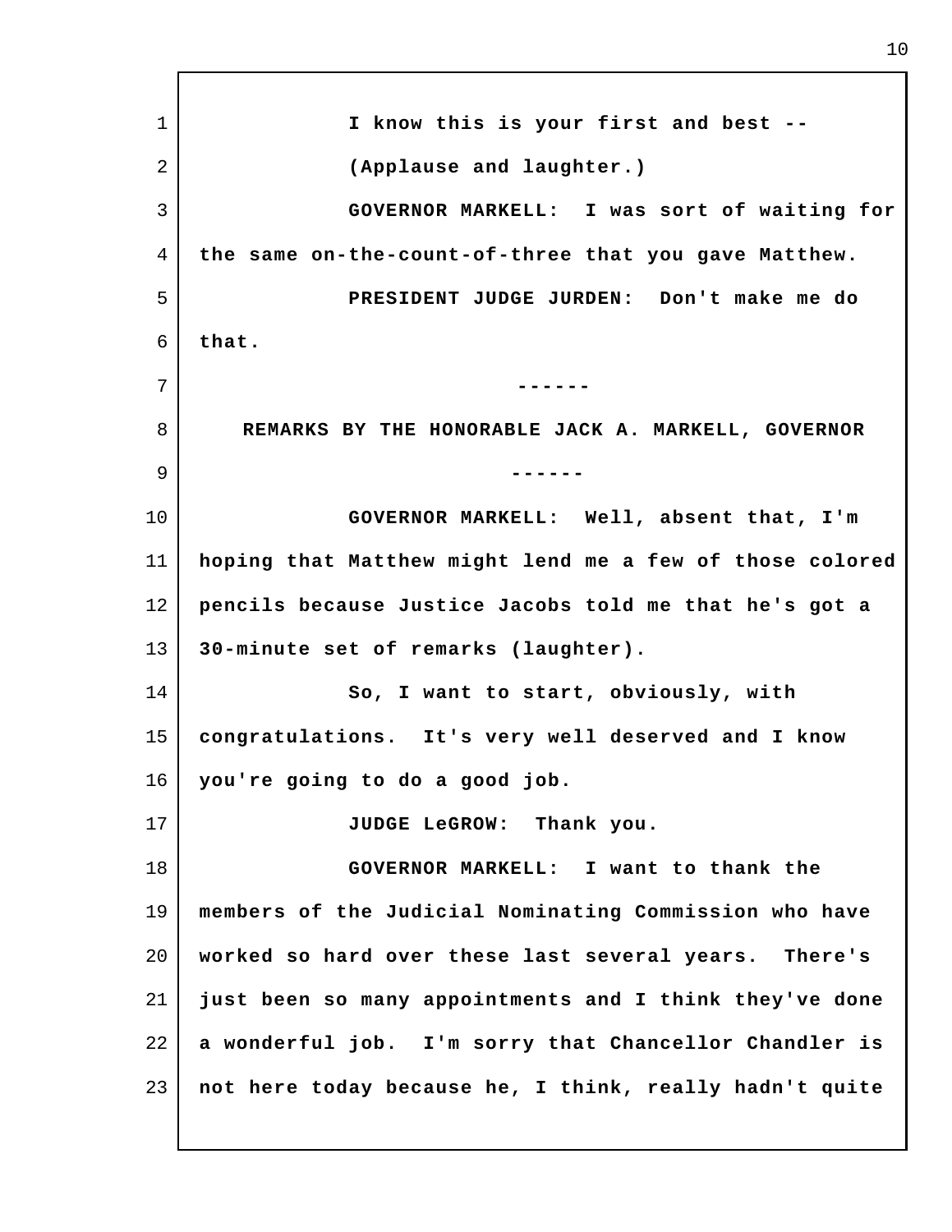I know this is your first and best --

(Applause and laughter.)

GOVERNOR MARKELL: I was sort of waiting for the same on-the-count-of-three that you gave Matthew.

PRESIDENT JUDGE JURDEN: Don't make me do that.

------

REMARKS BY THE HONORABLE JACK A. MARKELL, GOVERNOR

------

GOVERNOR MARKELL: Well, absent that, I'm hoping that Matthew might lend me a few of those colored pencils because Justice Jacobs told me that he's got a 30-minute set of remarks (laughter).

So, I want to start, obviously, with congratulations. It's very well deserved and I know you're going to do a good job.

JUDGE LeGROW: Thank you.

GOVERNOR MARKELL: I want to thank the members of the Judicial Nominating Commission who have worked so hard over these last several years. There's just been so many appointments and I think they've done a wonderful job. I'm sorry that Chancellor Chandler is not here today because he, I think, really hadn't quite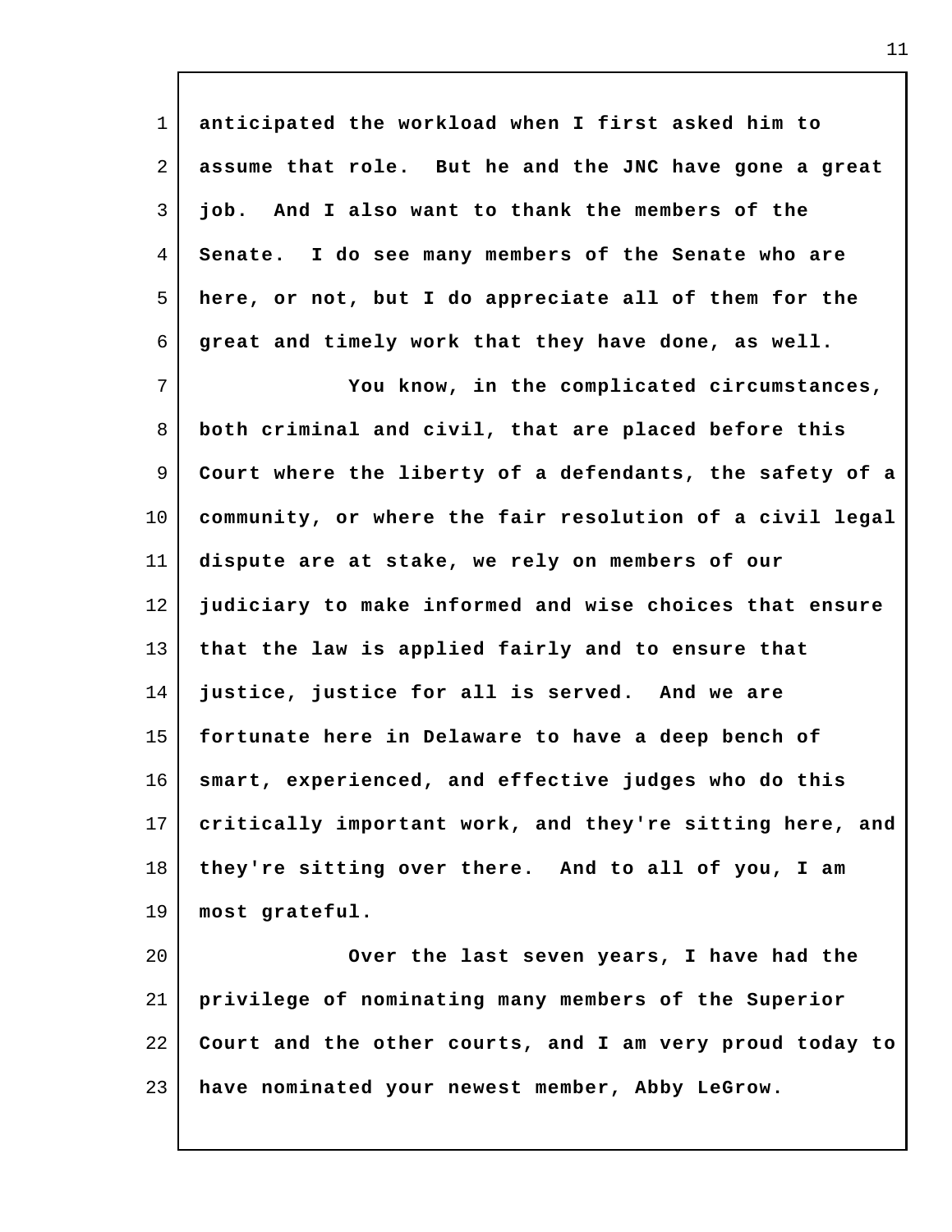anticipated the workload when I first asked him to assume that role. But he and the JNC have gone a great job. And I also want to thank the members of the Senate. I do see many members of the Senate who are here, or not, but I do appreciate all of them for the great and timely work that they have done, as well.

You know, in the complicated circumstances, both criminal and civil, that are placed before this Court where the liberty of a defendants, the safety of a community, or where the fair resolution of a civil legal dispute are at stake, we rely on members of our judiciary to make informed and wise choices that ensure that the law is applied fairly and to ensure that justice, justice for all is served. And we are fortunate here in Delaware to have a deep bench of smart, experienced, and effective judges who do this critically important work, and they're sitting here, and they're sitting over there. And to all of you, I am most grateful.

Over the last seven years, I have had the privilege of nominating many members of the Superior Court and the other courts, and I am very proud today to have nominated your newest member, Abby LeGrow.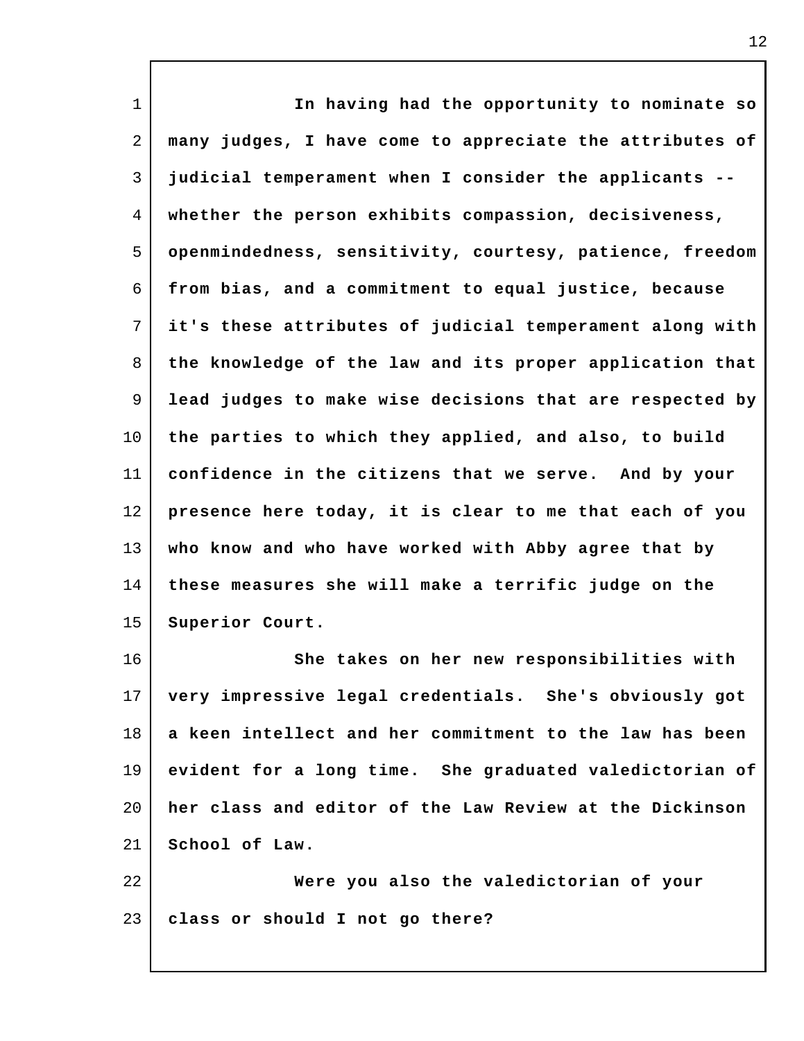**In having had the opportunity to nominate so many judges, I have come to appreciate the attributes of judicial temperament when I consider the applicants -- whether the person exhibits compassion, decisiveness, openmindedness, sensitivity, courtesy, patience, freedom from bias, and a commitment to equal justice, because it's these attributes of judicial temperament along with the knowledge of the law and its proper application that lead judges to make wise decisions that are respected by the parties to which they applied, and also, to build confidence in the citizens that we serve. And by your presence here today, it is clear to me that each of you who know and who have worked with Abby agree that by these measures she will make a terrific judge on the Superior Court.**

**She takes on her new responsibilities with very impressive legal credentials. She's obviously got a keen intellect and her commitment to the law has been evident for a long time. She graduated valedictorian of her class and editor of the Law Review at the Dickinson School of Law.**

**Were you also the valedictorian of your class or should I not go there?**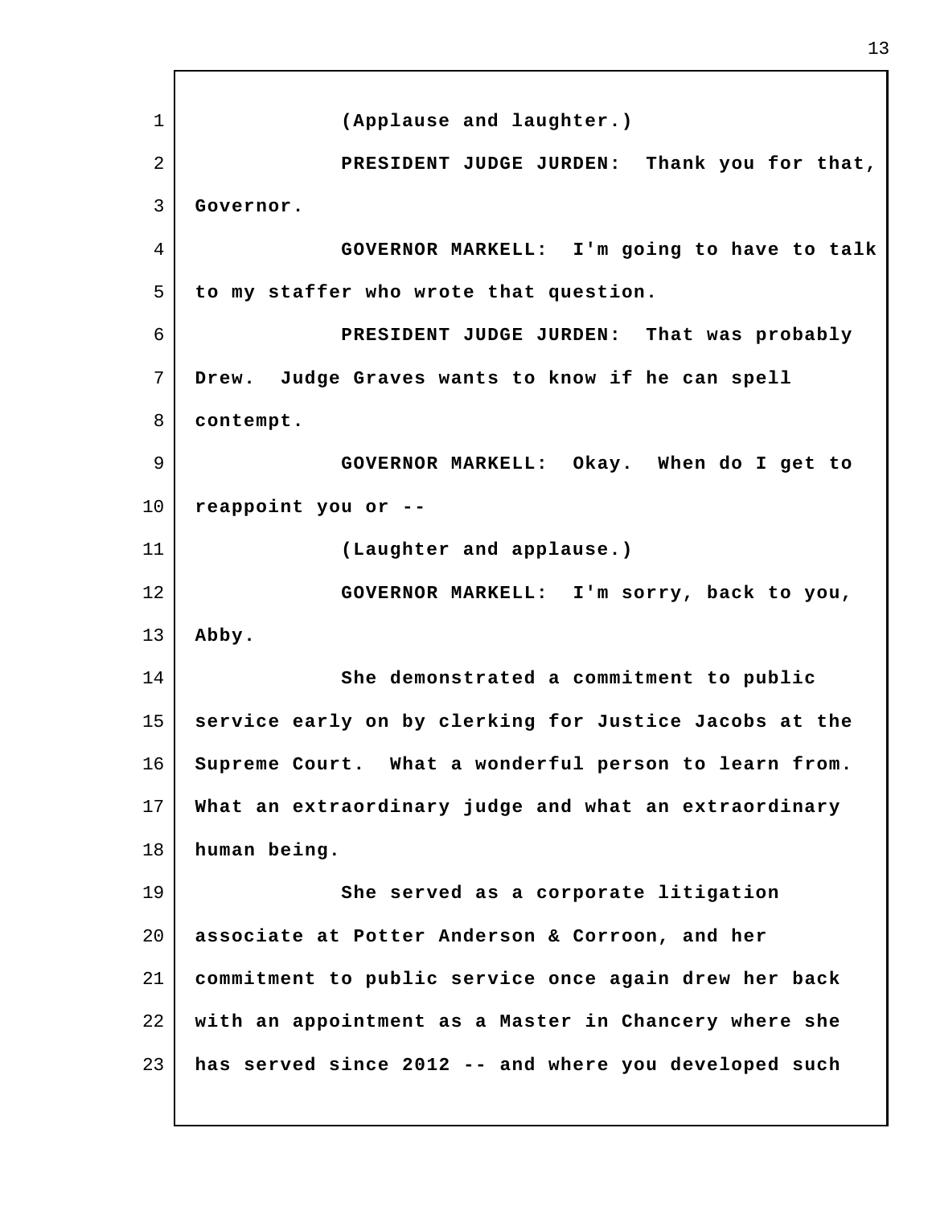(Applause and laughter.)

PRESIDENT JUDGE JURDEN: Thank you for that, Governor.

GOVERNOR MARKELL: I'm going to have to talk to my staffer who wrote that question.

PRESIDENT JUDGE JURDEN: That was probably Drew. Judge Graves wants to know if he can spell contempt.

GOVERNOR MARKELL: Okay. When do I get to reappoint you or --

(Laughter and applause.)

GOVERNOR MARKELL: I'm sorry, back to you, Abby.

She demonstrated a commitment to public service early on by clerking for Justice Jacobs at the Supreme Court. What a wonderful person to learn from. What an extraordinary judge and what an extraordinary human being.

She served as a corporate litigation associate at Potter Anderson & Corroon, and her commitment to public service once again drew her back with an appointment as a Master in Chancery where she has served since 2012 -- and where you developed such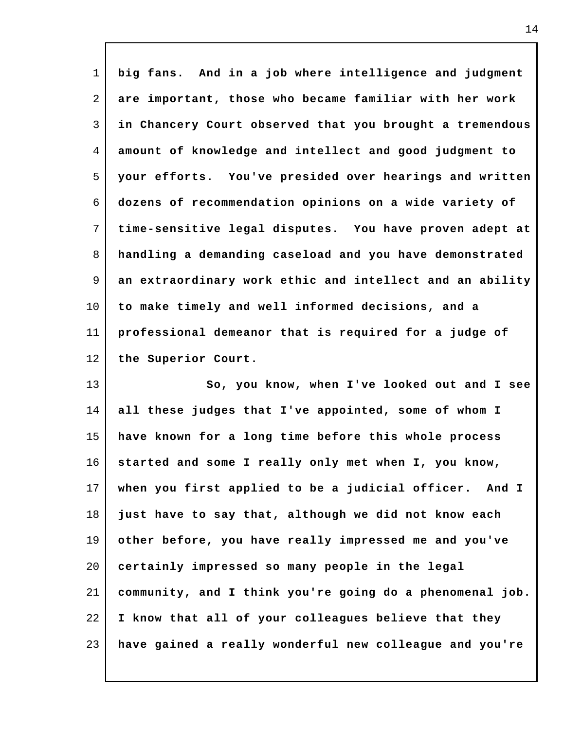big fans. And in a job where intelligence and judgment are important, those who became familiar with her work in Chancery Court observed that you brought a tremendous amount of knowledge and intellect and good judgment to your efforts. You've presided over hearings and written dozens of recommendation opinions on a wide variety of time-sensitive legal disputes. You have proven adept at handling a demanding caseload and you have demonstrated an extraordinary work ethic and intellect and an ability to make timely and well informed decisions, and a professional demeanor that is required for a judge of the Superior Court.

So, you know, when I've looked out and I see all these judges that I've appointed, some of whom I have known for a long time before this whole process started and some I really only met when I, you know, when you first applied to be a judicial officer. And I just have to say that, although we did not know each other before, you have really impressed me and you've certainly impressed so many people in the legal community, and I think you're going do a phenomenal job. I know that all of your colleagues believe that they have gained a really wonderful new colleague and you're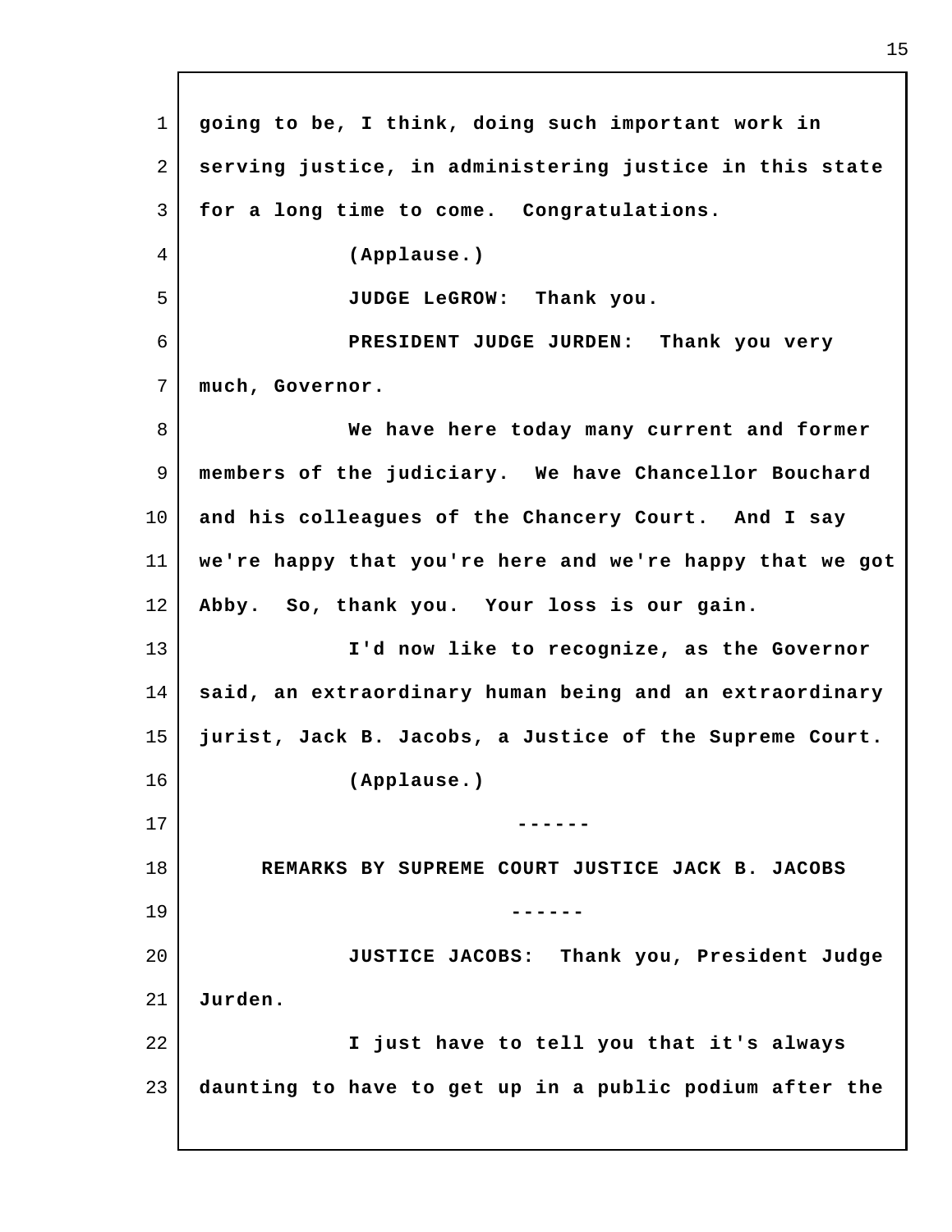going to be, I think, doing such important work in serving justice, in administering justice in this state for a long time to come. Congratulations.

(Applause.)

JUDGE LeGROW: Thank you.

PRESIDENT JUDGE JURDEN: Thank you very much, Governor.

We have here today many current and former members of the judiciary. We have Chancellor Bouchard and his colleagues of the Chancery Court. And I say we're happy that you're here and we're happy that we got Abby. So, thank you. Your loss is our gain.

I'd now like to recognize, as the Governor said, an extraordinary human being and an extraordinary jurist, Jack B. Jacobs, a Justice of the Supreme Court.

(Applause.)

------

REMARKS BY SUPREME COURT JUSTICE JACK B. JACOBS

------

JUSTICE JACOBS: Thank you, President Judge Jurden.

I just have to tell you that it's always daunting to have to get up in a public podium after the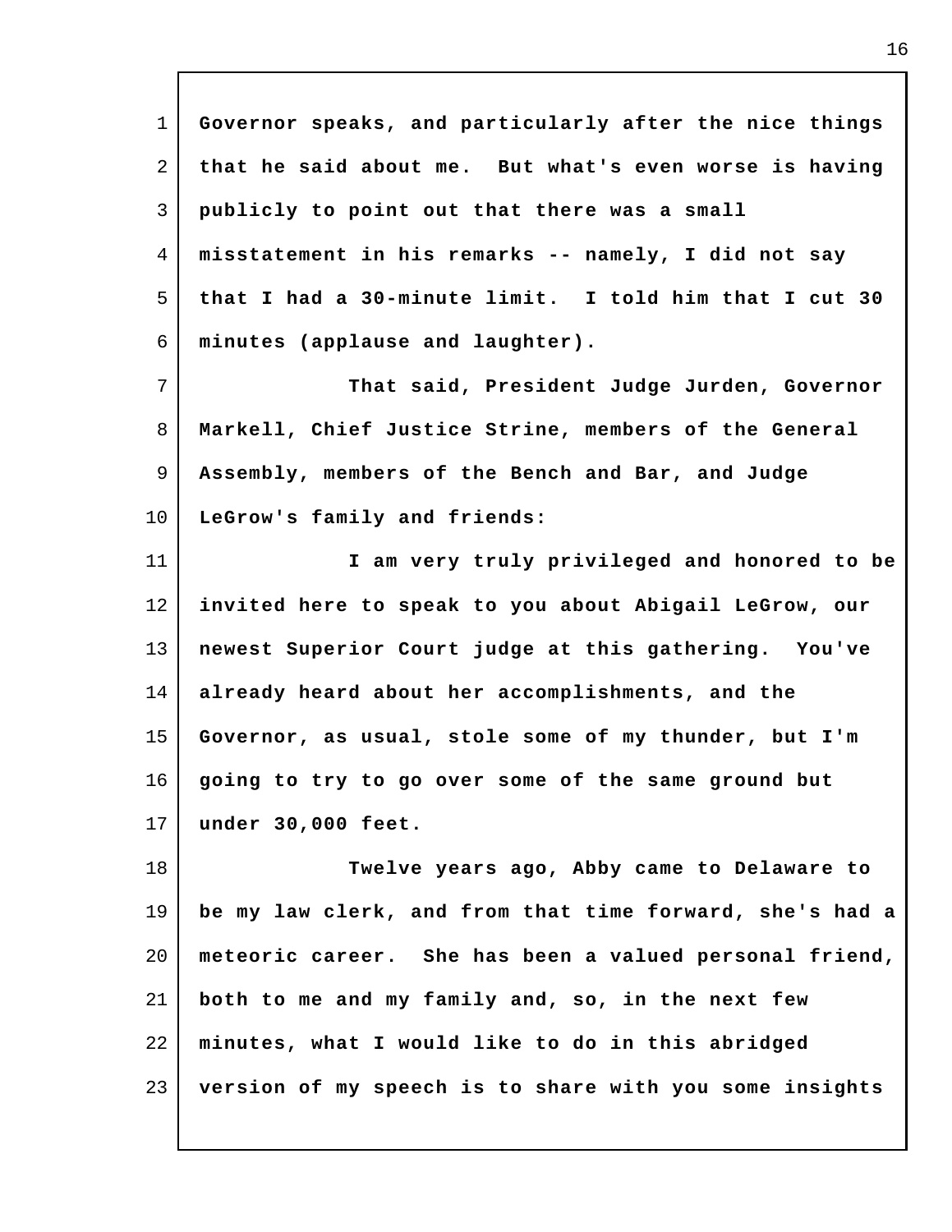Governor speaks, and particularly after the nice things that he said about me. But what's even worse is having publicly to point out that there was a small misstatement in his remarks -- namely, I did not say that I had a 30-minute limit. I told him that I cut 30 minutes (applause and laughter).

That said, President Judge Jurden, Governor Markell, Chief Justice Strine, members of the General Assembly, members of the Bench and Bar, and Judge LeGrow's family and friends:

I am very truly privileged and honored to be invited here to speak to you about Abigail LeGrow, our newest Superior Court judge at this gathering. You've already heard about her accomplishments, and the Governor, as usual, stole some of my thunder, but I'm going to try to go over some of the same ground but under 30,000 feet.

Twelve years ago, Abby came to Delaware to be my law clerk, and from that time forward, she's had a meteoric career. She has been a valued personal friend, both to me and my family and, so, in the next few minutes, what I would like to do in this abridged version of my speech is to share with you some insights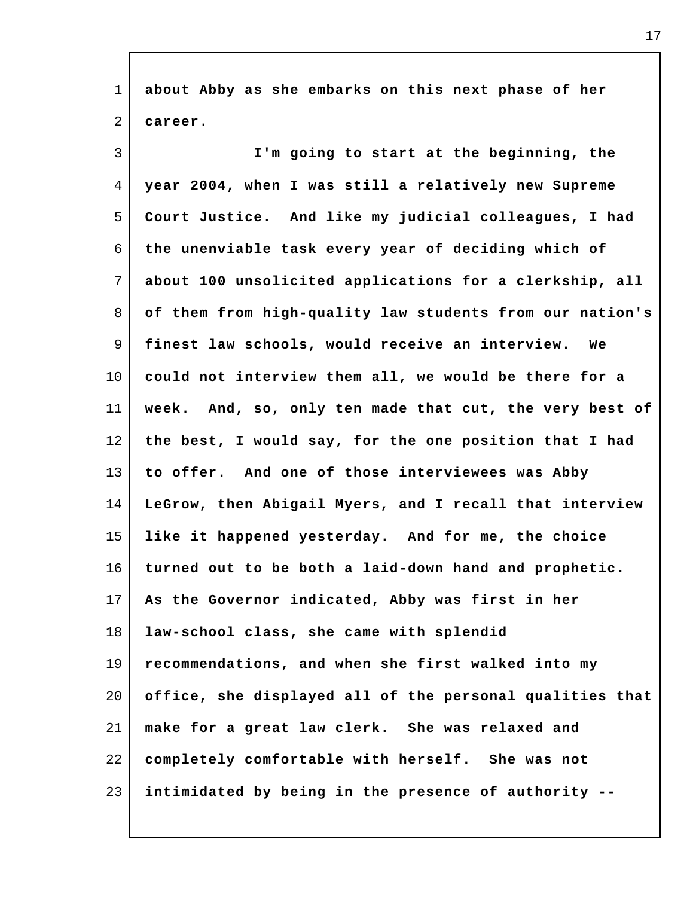about Abby as she embarks on this next phase of her career.

I'm going to start at the beginning, the year 2004, when I was still a relatively new Supreme Court Justice. And like my judicial colleagues, I had the unenviable task every year of deciding which of about 100 unsolicited applications for a clerkship, all of them from high-quality law students from our nation's finest law schools, would receive an interview. We could not interview them all, we would be there for a week. And, so, only ten made that cut, the very best of the best, I would say, for the one position that I had to offer. And one of those interviewees was Abby LeGrow, then Abigail Myers, and I recall that interview like it happened yesterday. And for me, the choice turned out to be both a laid-down hand and prophetic. As the Governor indicated, Abby was first in her law-school class, she came with splendid recommendations, and when she first walked into my office, she displayed all of the personal qualities that make for a great law clerk. She was relaxed and completely comfortable with herself. She was not intimidated by being in the presence of authority --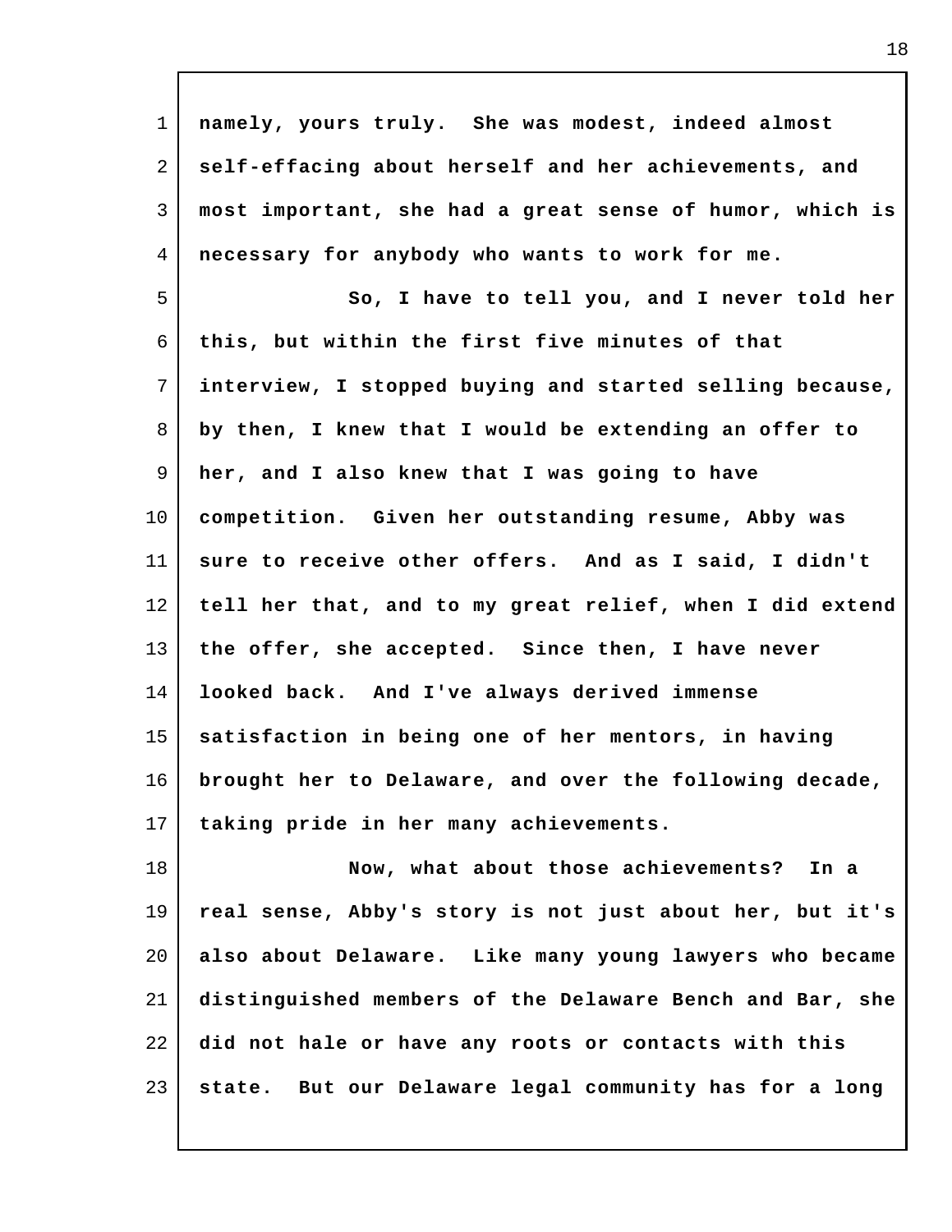namely, yours truly. She was modest, indeed almost self-effacing about herself and her achievements, and most important, she had a great sense of humor, which is necessary for anybody who wants to work for me.

So, I have to tell you, and I never told her this, but within the first five minutes of that interview, I stopped buying and started selling because, by then, I knew that I would be extending an offer to her, and I also knew that I was going to have competition. Given her outstanding resume, Abby was sure to receive other offers. And as I said, I didn't tell her that, and to my great relief, when I did extend the offer, she accepted. Since then, I have never looked back. And I've always derived immense satisfaction in being one of her mentors, in having brought her to Delaware, and over the following decade, taking pride in her many achievements.

Now, what about those achievements? In a real sense, Abby's story is not just about her, but it's also about Delaware. Like many young lawyers who became distinguished members of the Delaware Bench and Bar, she did not hale or have any roots or contacts with this state. But our Delaware legal community has for a long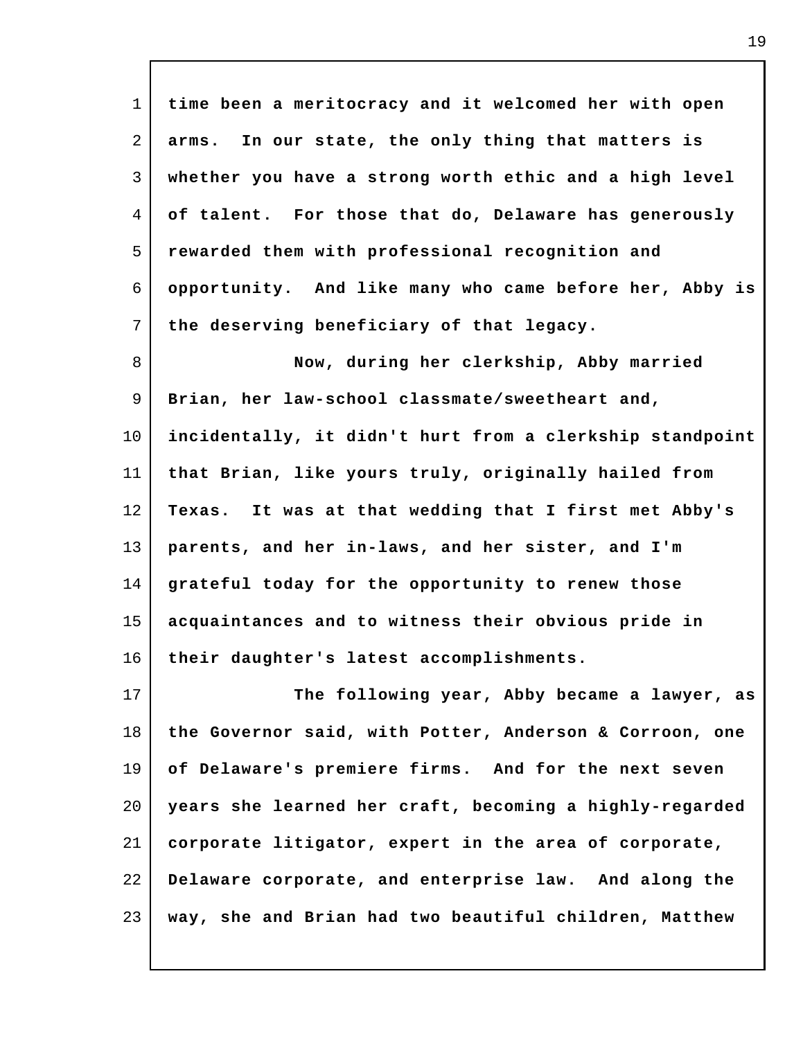time been a meritocracy and it welcomed her with open arms. In our state, the only thing that matters is whether you have a strong worth ethic and a high level of talent. For those that do, Delaware has generously rewarded them with professional recognition and opportunity. And like many who came before her, Abby is the deserving beneficiary of that legacy.

Now, during her clerkship, Abby married Brian, her law-school classmate/sweetheart and, incidentally, it didn't hurt from a clerkship standpoint that Brian, like yours truly, originally hailed from Texas. It was at that wedding that I first met Abby's parents, and her in-laws, and her sister, and I'm grateful today for the opportunity to renew those acquaintances and to witness their obvious pride in their daughter's latest accomplishments.

The following year, Abby became a lawyer, as the Governor said, with Potter, Anderson & Corroon, one of Delaware's premiere firms. And for the next seven years she learned her craft, becoming a highly-regarded corporate litigator, expert in the area of corporate, Delaware corporate, and enterprise law. And along the way, she and Brian had two beautiful children, Matthew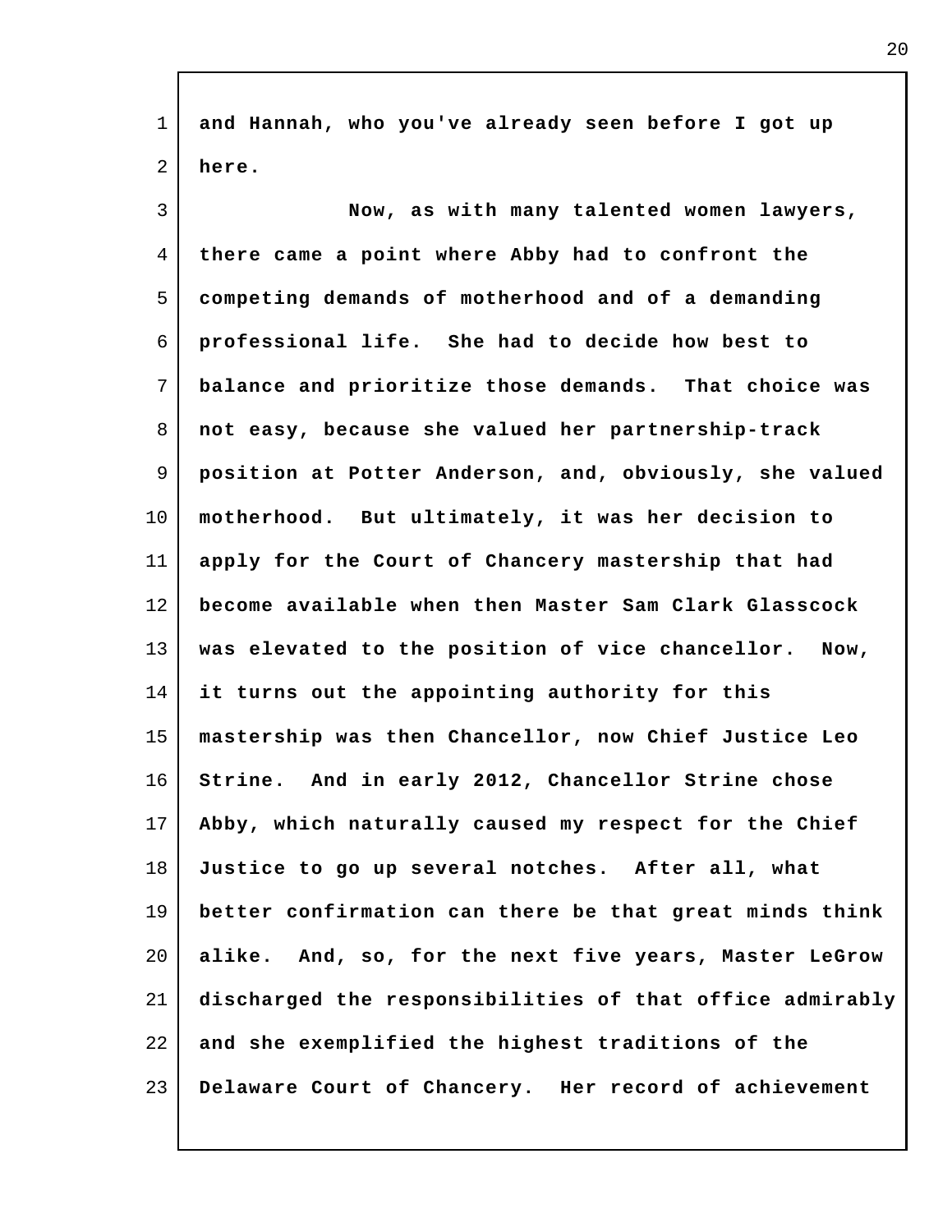and Hannah, who you've already seen before I got up here.

Now, as with many talented women lawyers, there came a point where Abby had to confront the competing demands of motherhood and of a demanding professional life. She had to decide how best to balance and prioritize those demands. That choice was not easy, because she valued her partnership-track position at Potter Anderson, and, obviously, she valued motherhood. But ultimately, it was her decision to apply for the Court of Chancery mastership that had become available when then Master Sam Clark Glasscock was elevated to the position of vice chancellor. Now, it turns out the appointing authority for this mastership was then Chancellor, now Chief Justice Leo Strine. And in early 2012, Chancellor Strine chose Abby, which naturally caused my respect for the Chief Justice to go up several notches. After all, what better confirmation can there be that great minds think alike. And, so, for the next five years, Master LeGrow discharged the responsibilities of that office admirably and she exemplified the highest traditions of the Delaware Court of Chancery. Her record of achievement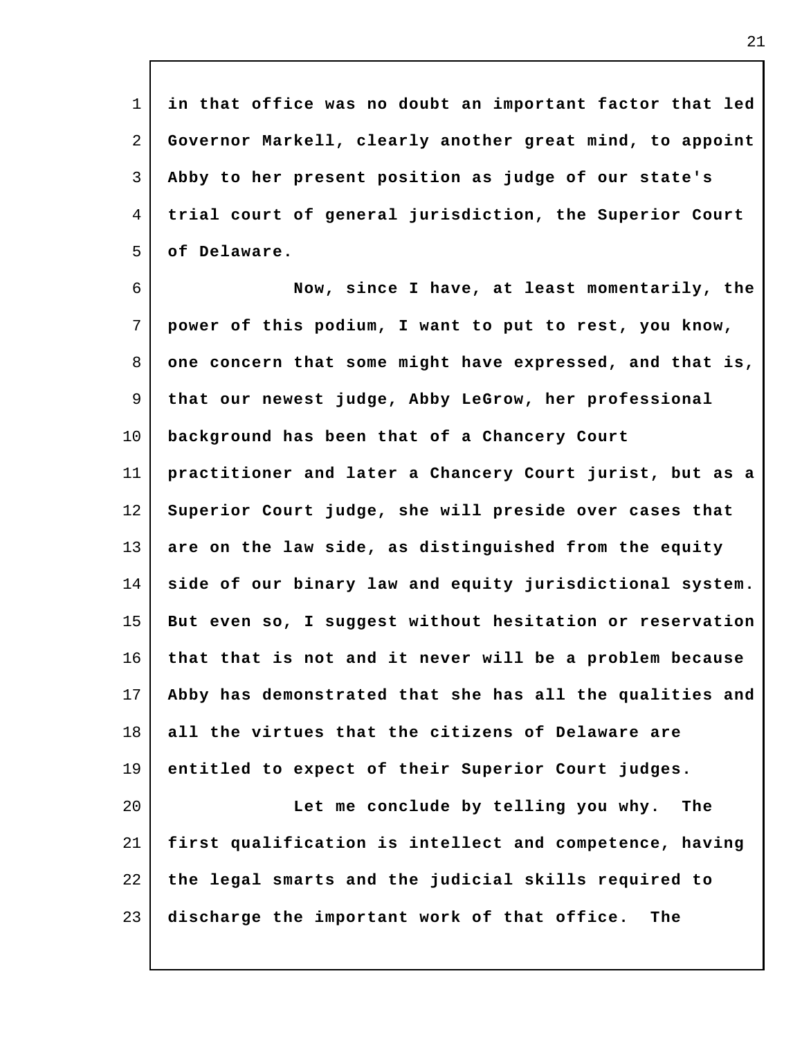in that office was no doubt an important factor that led Governor Markell, clearly another great mind, to appoint Abby to her present position as judge of our state's trial court of general jurisdiction, the Superior Court of Delaware.

Now, since I have, at least momentarily, the power of this podium, I want to put to rest, you know, one concern that some might have expressed, and that is, that our newest judge, Abby LeGrow, her professional background has been that of a Chancery Court practitioner and later a Chancery Court jurist, but as a Superior Court judge, she will preside over cases that are on the law side, as distinguished from the equity side of our binary law and equity jurisdictional system. But even so, I suggest without hesitation or reservation that that is not and it never will be a problem because Abby has demonstrated that she has all the qualities and all the virtues that the citizens of Delaware are entitled to expect of their Superior Court judges.

Let me conclude by telling you why. The first qualification is intellect and competence, having the legal smarts and the judicial skills required to discharge the important work of that office. The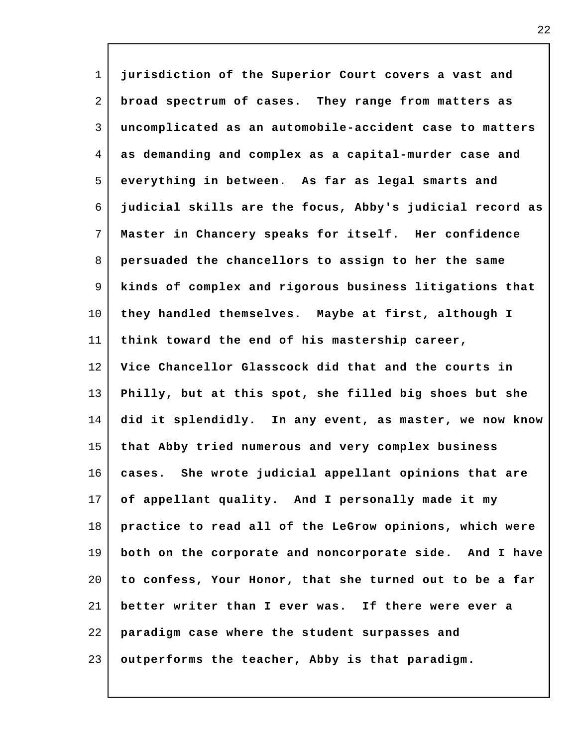jurisdiction of the Superior Court covers a vast and broad spectrum of cases. They range from matters as uncomplicated as an automobile-accident case to matters as demanding and complex as a capital-murder case and everything in between. As far as legal smarts and judicial skills are the focus, Abby's judicial record as Master in Chancery speaks for itself. Her confidence persuaded the chancellors to assign to her the same kinds of complex and rigorous business litigations that they handled themselves. Maybe at first, although I think toward the end of his mastership career, Vice Chancellor Glasscock did that and the courts in Philly, but at this spot, she filled big shoes but she did it splendidly. In any event, as master, we now know that Abby tried numerous and very complex business cases. She wrote judicial appellant opinions that are of appellant quality. And I personally made it my practice to read all of the LeGrow opinions, which were both on the corporate and noncorporate side. And I have to confess, Your Honor, that she turned out to be a far better writer than I ever was. If there were ever a paradigm case where the student surpasses and outperforms the teacher, Abby is that paradigm.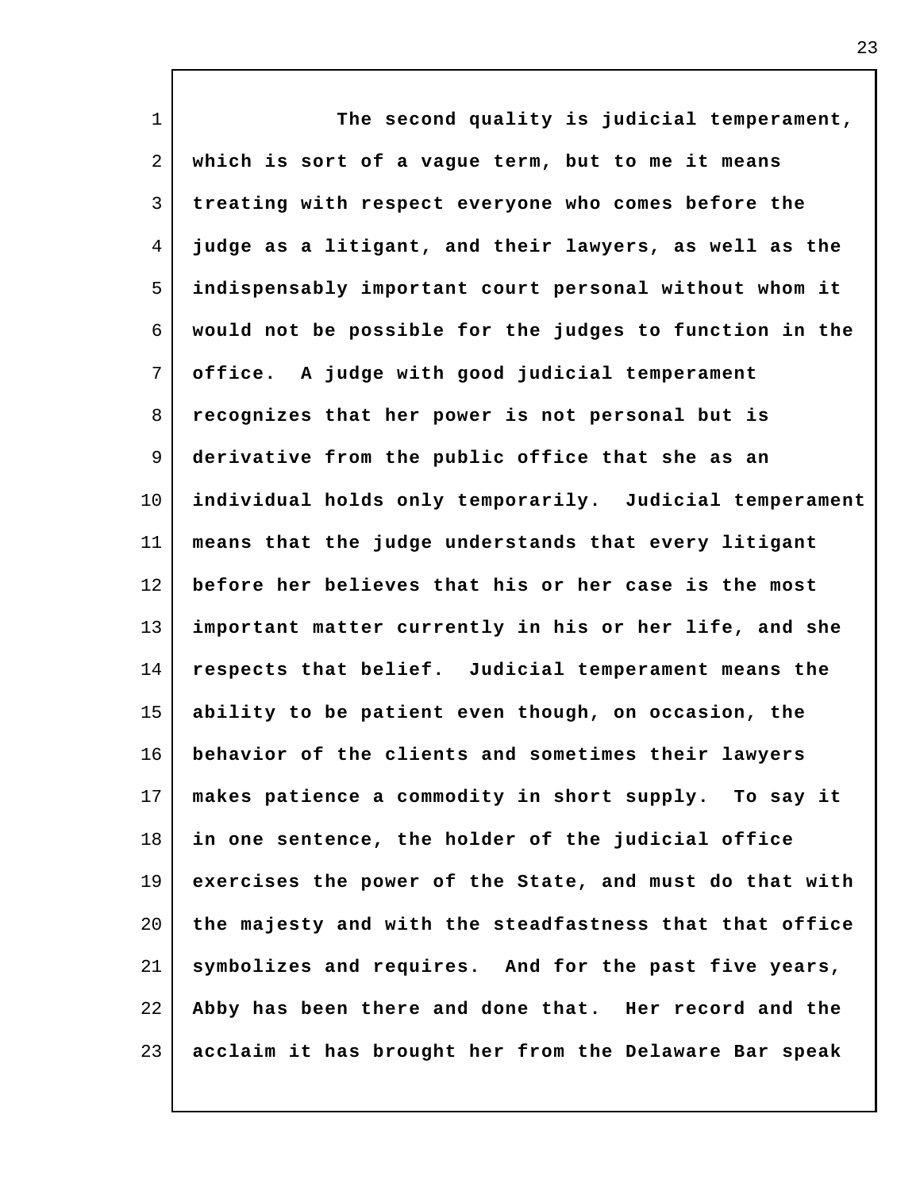The second quality is judicial temperament, which is sort of a vague term, but to me it means treating with respect everyone who comes before the judge as a litigant, and their lawyers, as well as the indispensably important court personal without whom it would not be possible for the judges to function in the office. A judge with good judicial temperament recognizes that her power is not personal but is derivative from the public office that she as an individual holds only temporarily. Judicial temperament means that the judge understands that every litigant before her believes that his or her case is the most important matter currently in his or her life, and she respects that belief. Judicial temperament means the ability to be patient even though, on occasion, the behavior of the clients and sometimes their lawyers makes patience a commodity in short supply. To say it in one sentence, the holder of the judicial office exercises the power of the State, and must do that with the majesty and with the steadfastness that that office symbolizes and requires. And for the past five years, Abby has been there and done that. Her record and the acclaim it has brought her from the Delaware Bar speak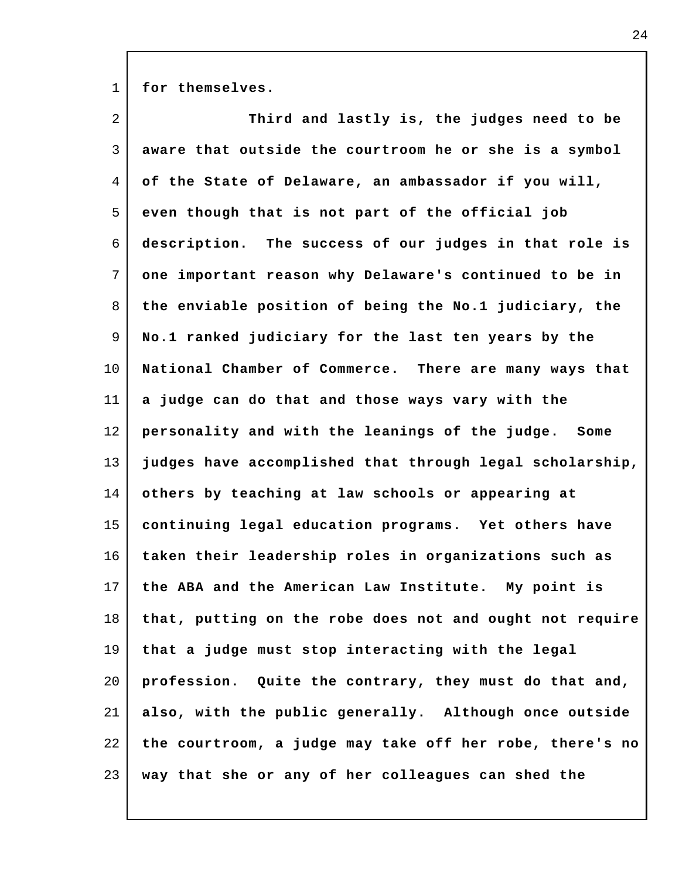for themselves.

Third and lastly is, the judges need to be aware that outside the courtroom he or she is a symbol of the State of Delaware, an ambassador if you will, even though that is not part of the official job description. The success of our judges in that role is one important reason why Delaware's continued to be in the enviable position of being the No.1 judiciary, the No.1 ranked judiciary for the last ten years by the National Chamber of Commerce. There are many ways that a judge can do that and those ways vary with the personality and with the leanings of the judge. Some judges have accomplished that through legal scholarship, others by teaching at law schools or appearing at continuing legal education programs. Yet others have taken their leadership roles in organizations such as the ABA and the American Law Institute. My point is that, putting on the robe does not and ought not require that a judge must stop interacting with the legal profession. Quite the contrary, they must do that and, also, with the public generally. Although once outside the courtroom, a judge may take off her robe, there's no way that she or any of her colleagues can shed the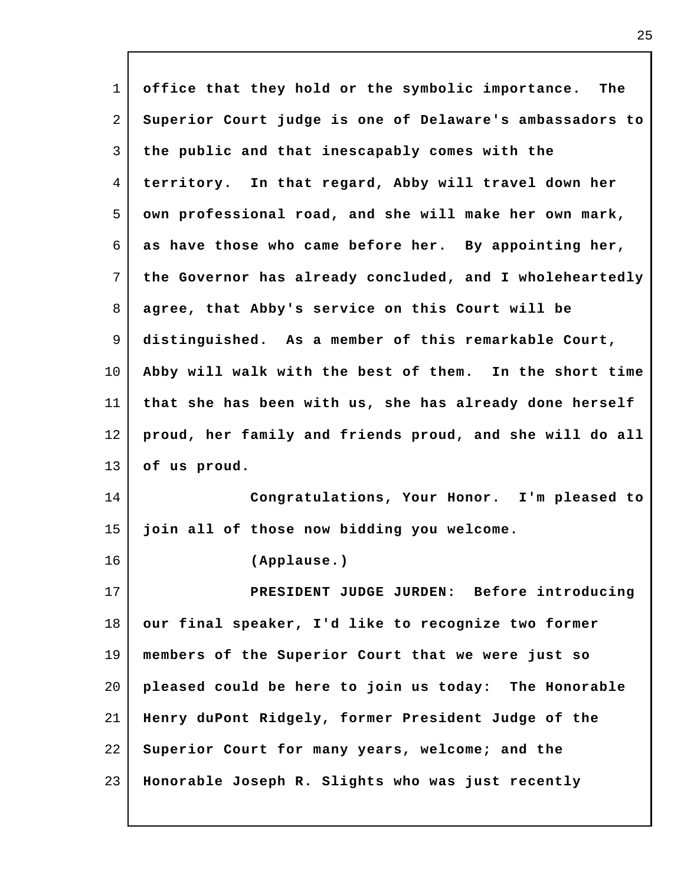office that they hold or the symbolic importance. The Superior Court judge is one of Delaware's ambassadors to the public and that inescapably comes with the territory. In that regard, Abby will travel down her own professional road, and she will make her own mark, as have those who came before her. By appointing her, the Governor has already concluded, and I wholeheartedly agree, that Abby's service on this Court will be distinguished. As a member of this remarkable Court, Abby will walk with the best of them. In the short time that she has been with us, she has already done herself proud, her family and friends proud, and she will do all of us proud.

Congratulations, Your Honor. I'm pleased to join all of those now bidding you welcome.

(Applause.)

PRESIDENT JUDGE JURDEN: Before introducing our final speaker, I'd like to recognize two former members of the Superior Court that we were just so pleased could be here to join us today: The Honorable Henry duPont Ridgely, former President Judge of the Superior Court for many years, welcome; and the Honorable Joseph R. Slights who was just recently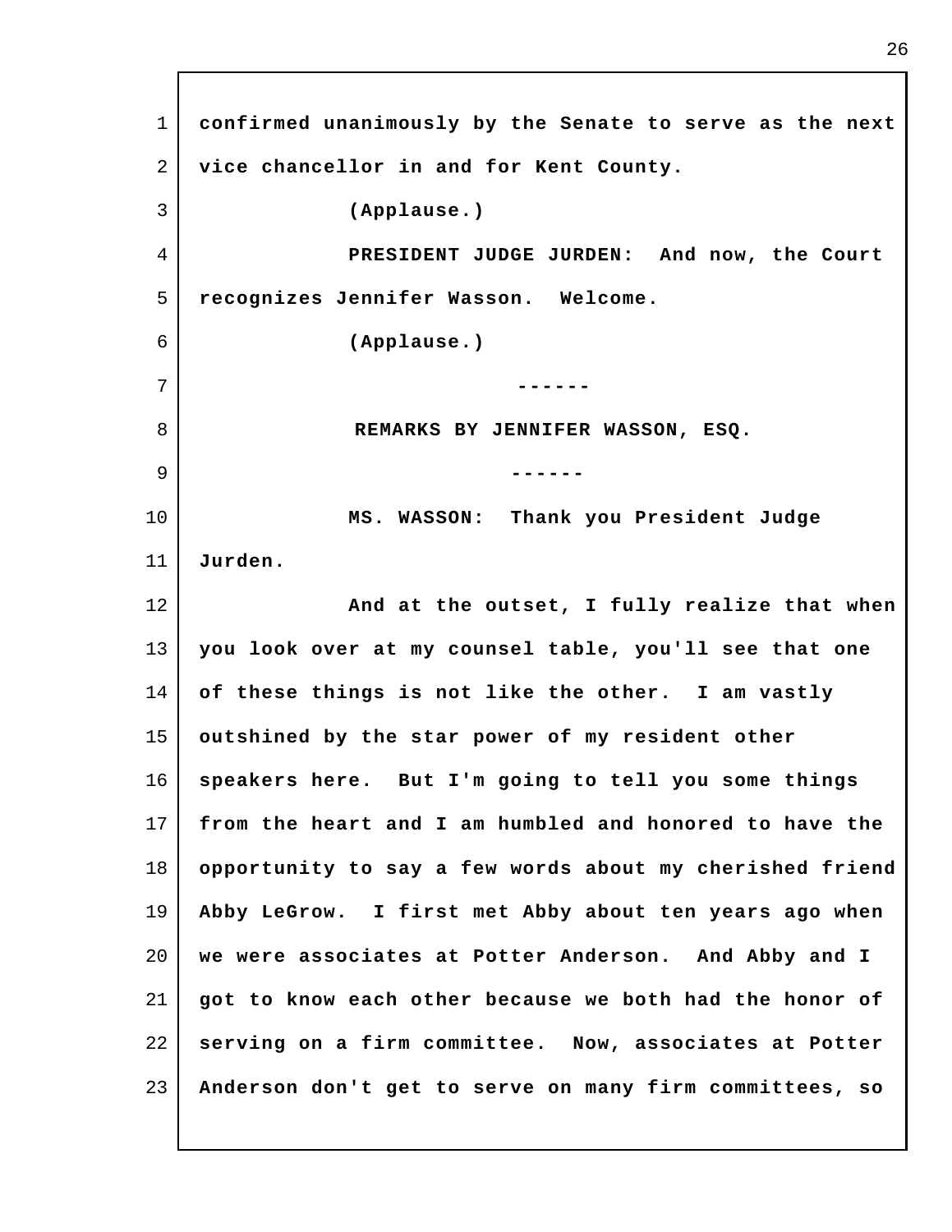confirmed unanimously by the Senate to serve as the next vice chancellor in and for Kent County.

(Applause.)

PRESIDENT JUDGE JURDEN: And now, the Court recognizes Jennifer Wasson. Welcome.

(Applause.)

------

REMARKS BY JENNIFER WASSON, ESQ.

------

MS. WASSON: Thank you President Judge Jurden.

And at the outset, I fully realize that when you look over at my counsel table, you'll see that one of these things is not like the other. I am vastly outshined by the star power of my resident other speakers here. But I'm going to tell you some things from the heart and I am humbled and honored to have the opportunity to say a few words about my cherished friend Abby LeGrow. I first met Abby about ten years ago when we were associates at Potter Anderson. And Abby and I got to know each other because we both had the honor of serving on a firm committee. Now, associates at Potter Anderson don't get to serve on many firm committees, so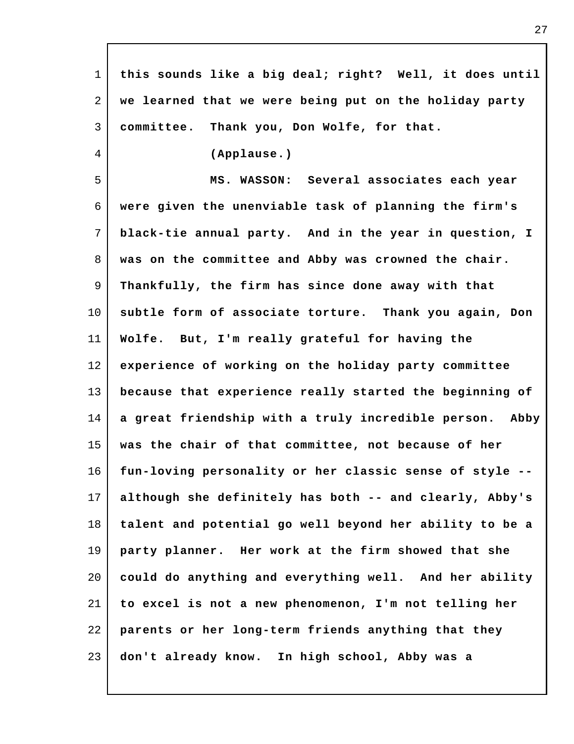this sounds like a big deal; right? Well, it does until we learned that we were being put on the holiday party committee. Thank you, Don Wolfe, for that.

(Applause.)

MS. WASSON: Several associates each year were given the unenviable task of planning the firm's black-tie annual party. And in the year in question, I was on the committee and Abby was crowned the chair. Thankfully, the firm has since done away with that subtle form of associate torture. Thank you again, Don Wolfe. But, I'm really grateful for having the experience of working on the holiday party committee because that experience really started the beginning of a great friendship with a truly incredible person. Abby was the chair of that committee, not because of her fun-loving personality or her classic sense of style -- although she definitely has both -- and clearly, Abby's talent and potential go well beyond her ability to be a party planner. Her work at the firm showed that she could do anything and everything well. And her ability to excel is not a new phenomenon, I'm not telling her parents or her long-term friends anything that they don't already know. In high school, Abby was a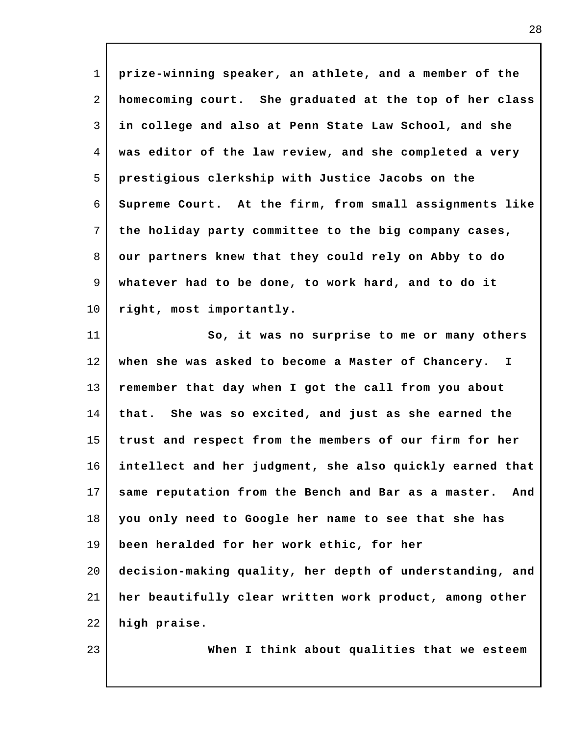prize-winning speaker, an athlete, and a member of the homecoming court. She graduated at the top of her class in college and also at Penn State Law School, and she was editor of the law review, and she completed a very prestigious clerkship with Justice Jacobs on the Supreme Court. At the firm, from small assignments like the holiday party committee to the big company cases, our partners knew that they could rely on Abby to do whatever had to be done, to work hard, and to do it right, most importantly.

So, it was no surprise to me or many others when she was asked to become a Master of Chancery. I remember that day when I got the call from you about that. She was so excited, and just as she earned the trust and respect from the members of our firm for her intellect and her judgment, she also quickly earned that same reputation from the Bench and Bar as a master. And you only need to Google her name to see that she has been heralded for her work ethic, for her decision-making quality, her depth of understanding, and her beautifully clear written work product, among other high praise.

When I think about qualities that we esteem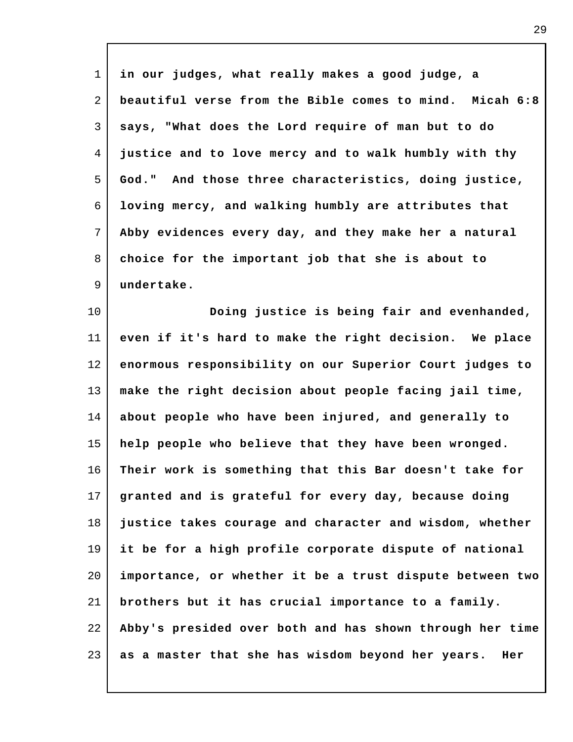in our judges, what really makes a good judge, a beautiful verse from the Bible comes to mind. Micah 6:8 says, "What does the Lord require of man but to do justice and to love mercy and to walk humbly with thy God." And those three characteristics, doing justice, loving mercy, and walking humbly are attributes that Abby evidences every day, and they make her a natural choice for the important job that she is about to undertake.

Doing justice is being fair and evenhanded, even if it's hard to make the right decision. We place enormous responsibility on our Superior Court judges to make the right decision about people facing jail time, about people who have been injured, and generally to help people who believe that they have been wronged. Their work is something that this Bar doesn't take for granted and is grateful for every day, because doing justice takes courage and character and wisdom, whether it be for a high profile corporate dispute of national importance, or whether it be a trust dispute between two brothers but it has crucial importance to a family. Abby's presided over both and has shown through her time as a master that she has wisdom beyond her years. Her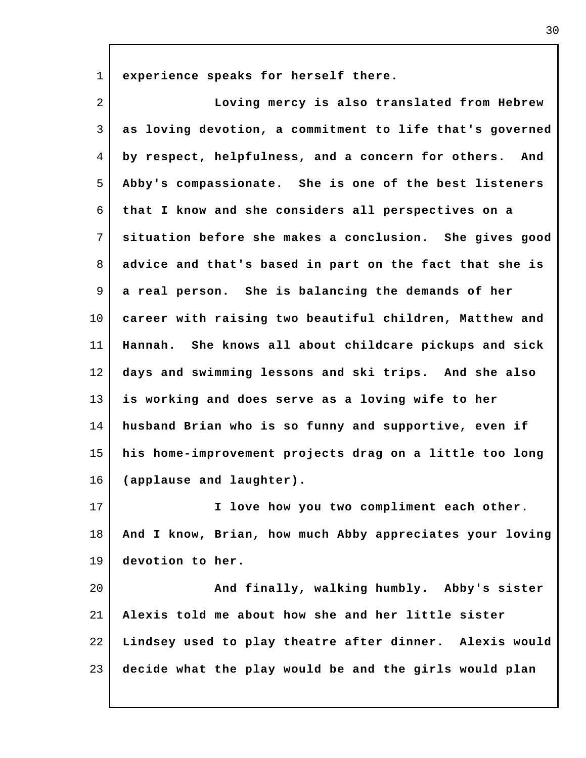experience speaks for herself there.

Loving mercy is also translated from Hebrew as loving devotion, a commitment to life that's governed by respect, helpfulness, and a concern for others. And Abby's compassionate. She is one of the best listeners that I know and she considers all perspectives on a situation before she makes a conclusion. She gives good advice and that's based in part on the fact that she is a real person. She is balancing the demands of her career with raising two beautiful children, Matthew and Hannah. She knows all about childcare pickups and sick days and swimming lessons and ski trips. And she also is working and does serve as a loving wife to her husband Brian who is so funny and supportive, even if his home-improvement projects drag on a little too long (applause and laughter).

I love how you two compliment each other. And I know, Brian, how much Abby appreciates your loving devotion to her.

And finally, walking humbly. Abby's sister Alexis told me about how she and her little sister Lindsey used to play theatre after dinner. Alexis would decide what the play would be and the girls would plan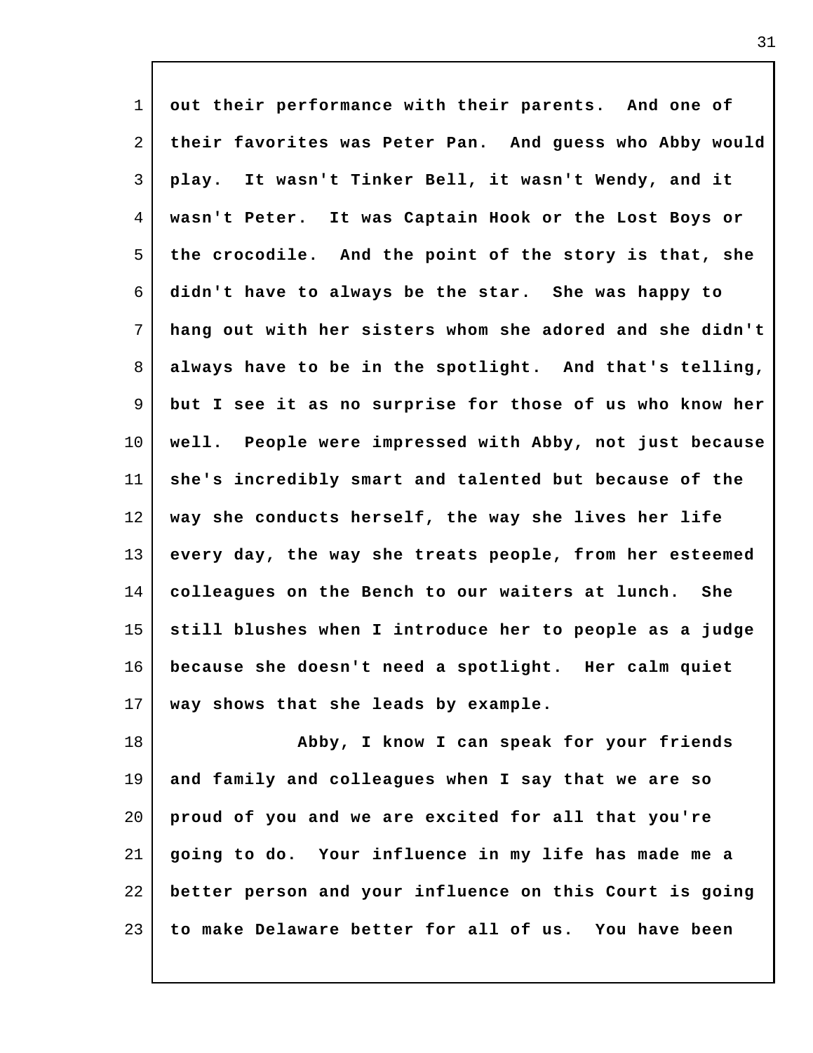out their performance with their parents. And one of their favorites was Peter Pan. And guess who Abby would play. It wasn't Tinker Bell, it wasn't Wendy, and it wasn't Peter. It was Captain Hook or the Lost Boys or the crocodile. And the point of the story is that, she didn't have to always be the star. She was happy to hang out with her sisters whom she adored and she didn't always have to be in the spotlight. And that's telling, but I see it as no surprise for those of us who know her well. People were impressed with Abby, not just because she's incredibly smart and talented but because of the way she conducts herself, the way she lives her life every day, the way she treats people, from her esteemed colleagues on the Bench to our waiters at lunch. She still blushes when I introduce her to people as a judge because she doesn't need a spotlight. Her calm quiet way shows that she leads by example.

Abby, I know I can speak for your friends and family and colleagues when I say that we are so proud of you and we are excited for all that you're going to do. Your influence in my life has made me a better person and your influence on this Court is going to make Delaware better for all of us. You have been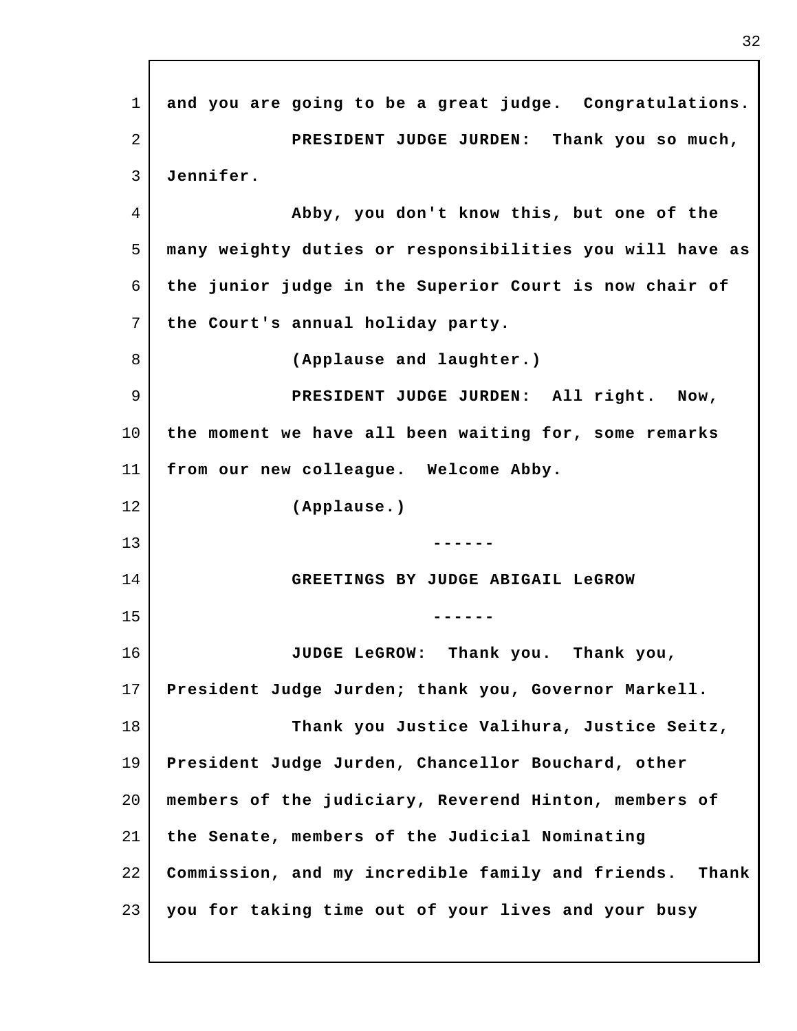and you are going to be a great judge. Congratulations.

**PRESIDENT JUDGE JURDEN:** Thank you so much, Jennifer.

Abby, you don't know this, but one of the many weighty duties or responsibilities you will have as the junior judge in the Superior Court is now chair of the Court's annual holiday party.

(Applause and laughter.)

**PRESIDENT JUDGE JURDEN:** All right. Now, the moment we have all been waiting for, some remarks from our new colleague. Welcome Abby.

(Applause.)

------

## GREETINGS BY JUDGE ABIGAIL LeGROW

------

**JUDGE LeGROW:** Thank you. Thank you, President Judge Jurden; thank you, Governor Markell.

Thank you Justice Valihura, Justice Seitz, President Judge Jurden, Chancellor Bouchard, other members of the judiciary, Reverend Hinton, members of the Senate, members of the Judicial Nominating Commission, and my incredible family and friends. Thank you for taking time out of your lives and your busy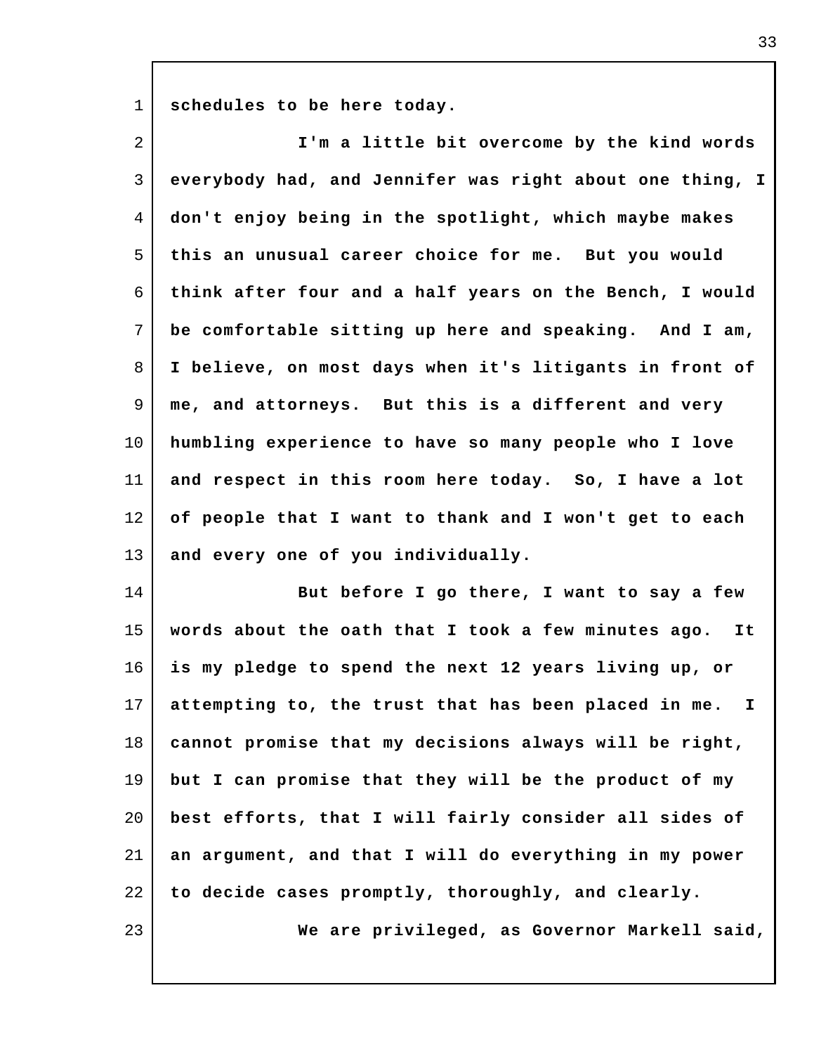schedules to be here today.

I'm a little bit overcome by the kind words everybody had, and Jennifer was right about one thing, I don't enjoy being in the spotlight, which maybe makes this an unusual career choice for me. But you would think after four and a half years on the Bench, I would be comfortable sitting up here and speaking. And I am, I believe, on most days when it's litigants in front of me, and attorneys. But this is a different and very humbling experience to have so many people who I love and respect in this room here today. So, I have a lot of people that I want to thank and I won't get to each and every one of you individually.

But before I go there, I want to say a few words about the oath that I took a few minutes ago. It is my pledge to spend the next 12 years living up, or attempting to, the trust that has been placed in me. I cannot promise that my decisions always will be right, but I can promise that they will be the product of my best efforts, that I will fairly consider all sides of an argument, and that I will do everything in my power to decide cases promptly, thoroughly, and clearly.

We are privileged, as Governor Markell said,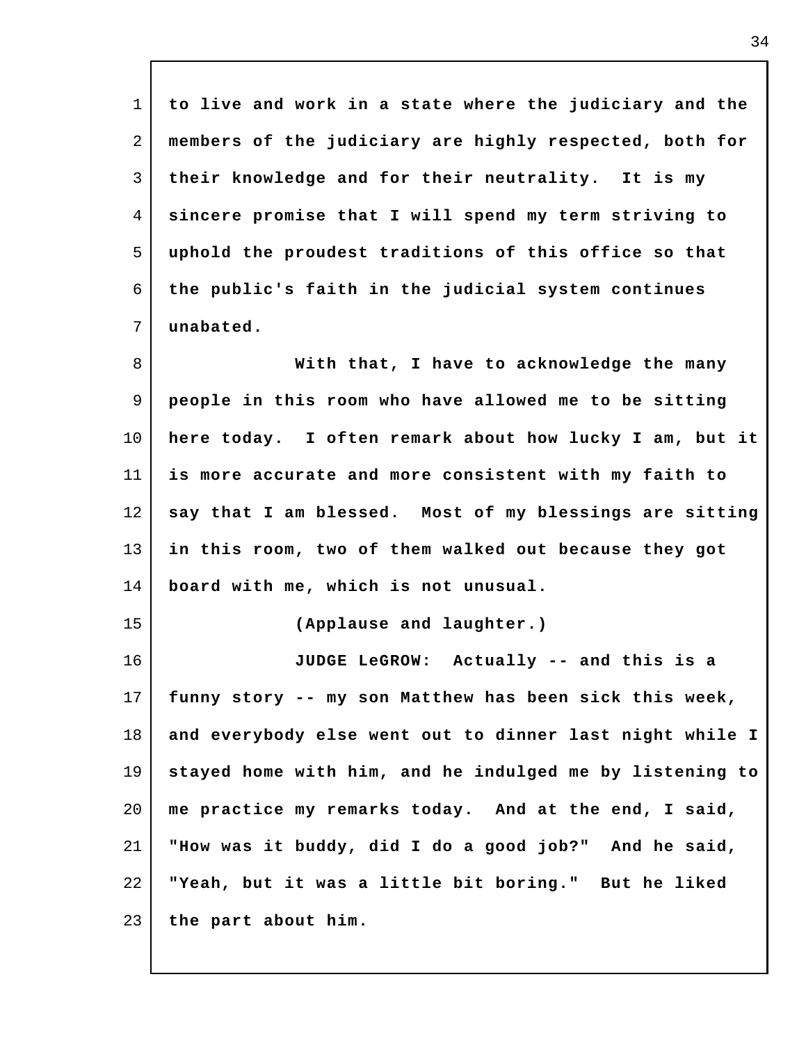to live and work in a state where the judiciary and the members of the judiciary are highly respected, both for their knowledge and for their neutrality. It is my sincere promise that I will spend my term striving to uphold the proudest traditions of this office so that the public's faith in the judicial system continues unabated.

With that, I have to acknowledge the many people in this room who have allowed me to be sitting here today. I often remark about how lucky I am, but it is more accurate and more consistent with my faith to say that I am blessed. Most of my blessings are sitting in this room, two of them walked out because they got board with me, which is not unusual.

(Applause and laughter.)

JUDGE LeGROW: Actually -- and this is a funny story -- my son Matthew has been sick this week, and everybody else went out to dinner last night while I stayed home with him, and he indulged me by listening to me practice my remarks today. And at the end, I said, "How was it buddy, did I do a good job?" And he said, "Yeah, but it was a little bit boring." But he liked the part about him.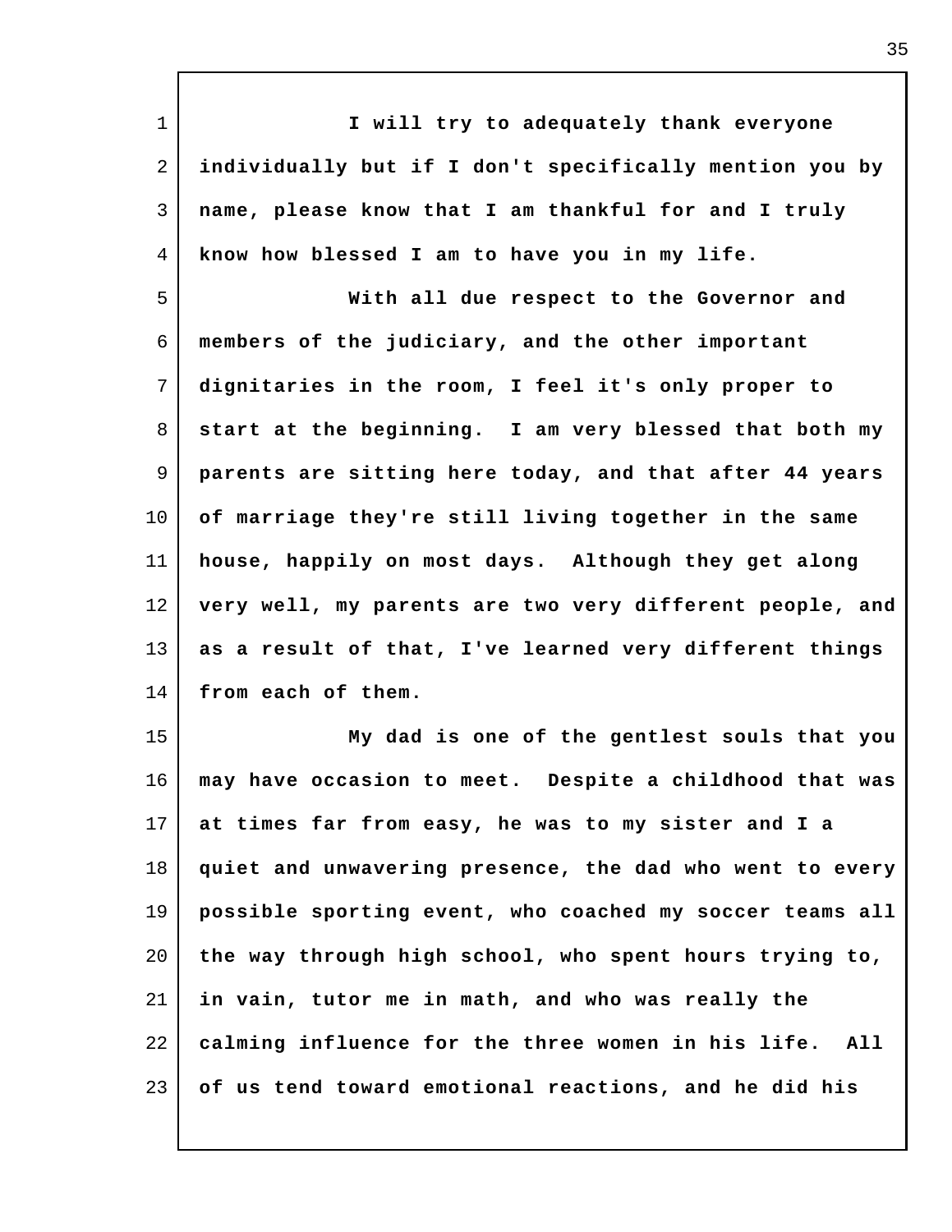I will try to adequately thank everyone individually but if I don't specifically mention you by name, please know that I am thankful for and I truly know how blessed I am to have you in my life.

With all due respect to the Governor and members of the judiciary, and the other important dignitaries in the room, I feel it's only proper to start at the beginning. I am very blessed that both my parents are sitting here today, and that after 44 years of marriage they're still living together in the same house, happily on most days. Although they get along very well, my parents are two very different people, and as a result of that, I've learned very different things from each of them.

My dad is one of the gentlest souls that you may have occasion to meet. Despite a childhood that was at times far from easy, he was to my sister and I a quiet and unwavering presence, the dad who went to every possible sporting event, who coached my soccer teams all the way through high school, who spent hours trying to, in vain, tutor me in math, and who was really the calming influence for the three women in his life. All of us tend toward emotional reactions, and he did his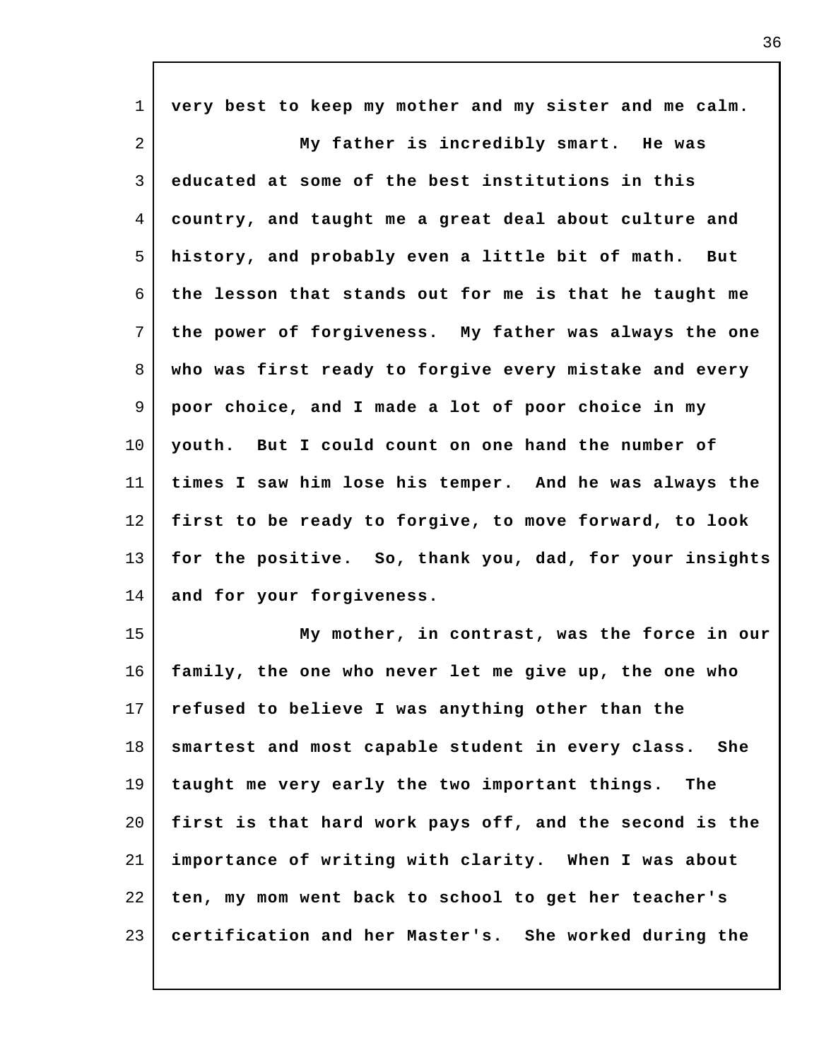very best to keep my mother and my sister and me calm.

My father is incredibly smart. He was educated at some of the best institutions in this country, and taught me a great deal about culture and history, and probably even a little bit of math. But the lesson that stands out for me is that he taught me the power of forgiveness. My father was always the one who was first ready to forgive every mistake and every poor choice, and I made a lot of poor choice in my youth. But I could count on one hand the number of times I saw him lose his temper. And he was always the first to be ready to forgive, to move forward, to look for the positive. So, thank you, dad, for your insights and for your forgiveness.

My mother, in contrast, was the force in our family, the one who never let me give up, the one who refused to believe I was anything other than the smartest and most capable student in every class. She taught me very early the two important things. The first is that hard work pays off, and the second is the importance of writing with clarity. When I was about ten, my mom went back to school to get her teacher's certification and her Master's. She worked during the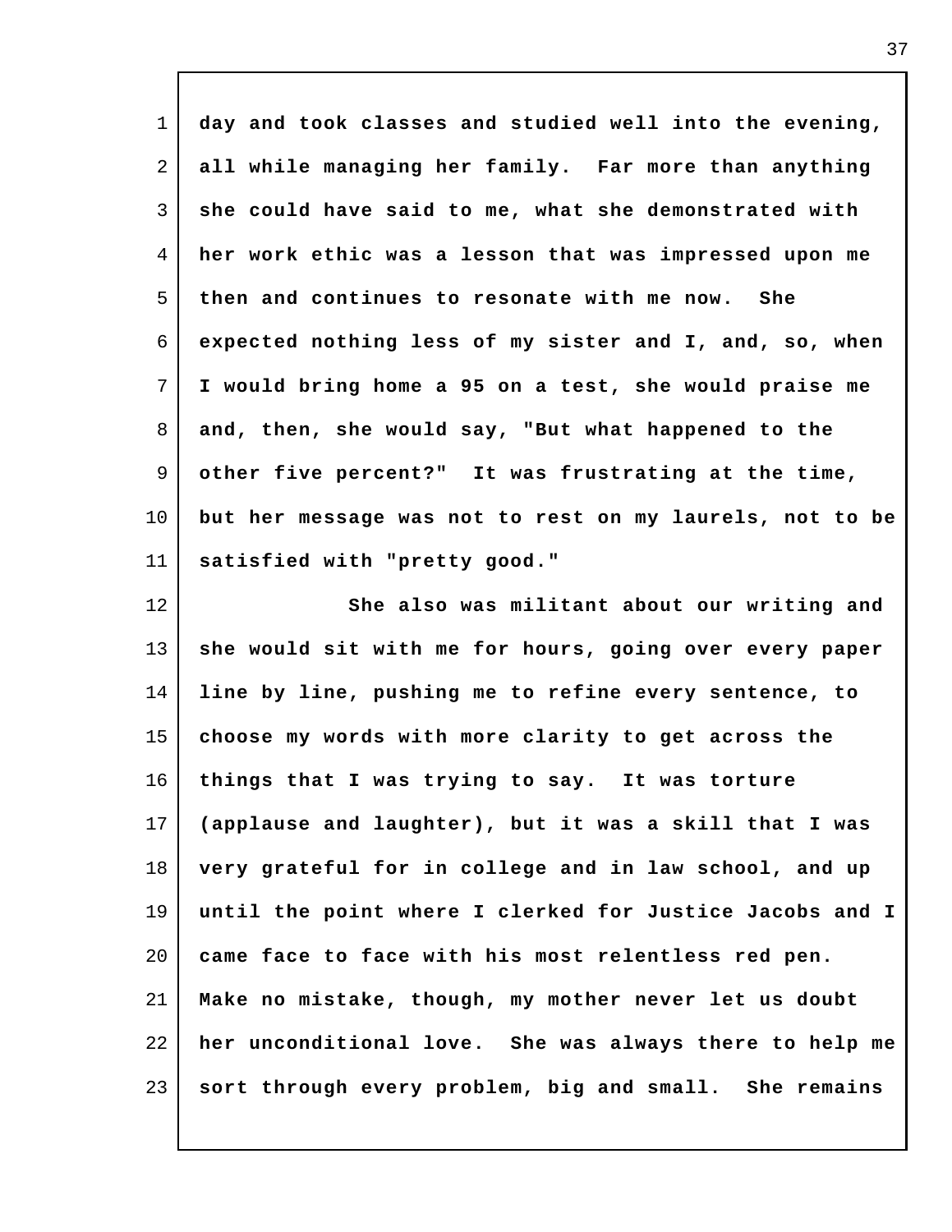day and took classes and studied well into the evening, all while managing her family. Far more than anything she could have said to me, what she demonstrated with her work ethic was a lesson that was impressed upon me then and continues to resonate with me now. She expected nothing less of my sister and I, and, so, when I would bring home a 95 on a test, she would praise me and, then, she would say, "But what happened to the other five percent?" It was frustrating at the time, but her message was not to rest on my laurels, not to be satisfied with "pretty good."

She also was militant about our writing and she would sit with me for hours, going over every paper line by line, pushing me to refine every sentence, to choose my words with more clarity to get across the things that I was trying to say. It was torture (applause and laughter), but it was a skill that I was very grateful for in college and in law school, and up until the point where I clerked for Justice Jacobs and I came face to face with his most relentless red pen. Make no mistake, though, my mother never let us doubt her unconditional love. She was always there to help me sort through every problem, big and small. She remains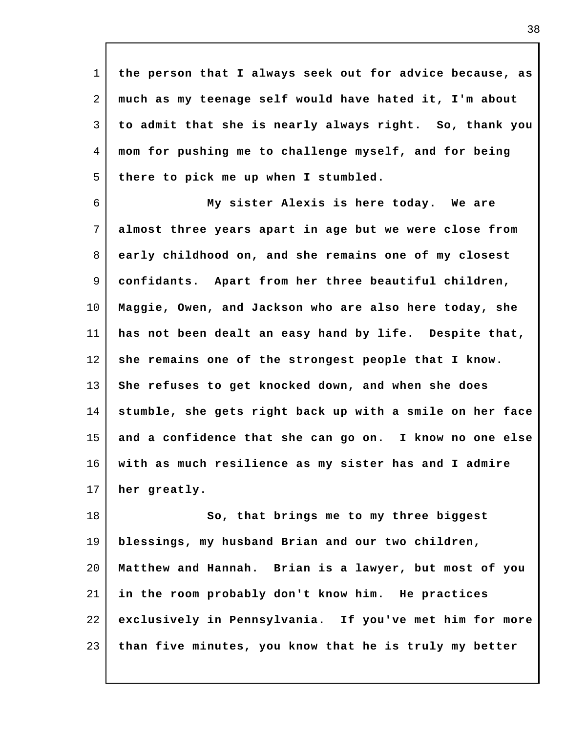the person that I always seek out for advice because, as much as my teenage self would have hated it, I'm about to admit that she is nearly always right. So, thank you mom for pushing me to challenge myself, and for being there to pick me up when I stumbled.

My sister Alexis is here today. We are almost three years apart in age but we were close from early childhood on, and she remains one of my closest confidants. Apart from her three beautiful children, Maggie, Owen, and Jackson who are also here today, she has not been dealt an easy hand by life. Despite that, she remains one of the strongest people that I know. She refuses to get knocked down, and when she does stumble, she gets right back up with a smile on her face and a confidence that she can go on. I know no one else with as much resilience as my sister has and I admire her greatly.

So, that brings me to my three biggest blessings, my husband Brian and our two children, Matthew and Hannah. Brian is a lawyer, but most of you in the room probably don't know him. He practices exclusively in Pennsylvania. If you've met him for more than five minutes, you know that he is truly my better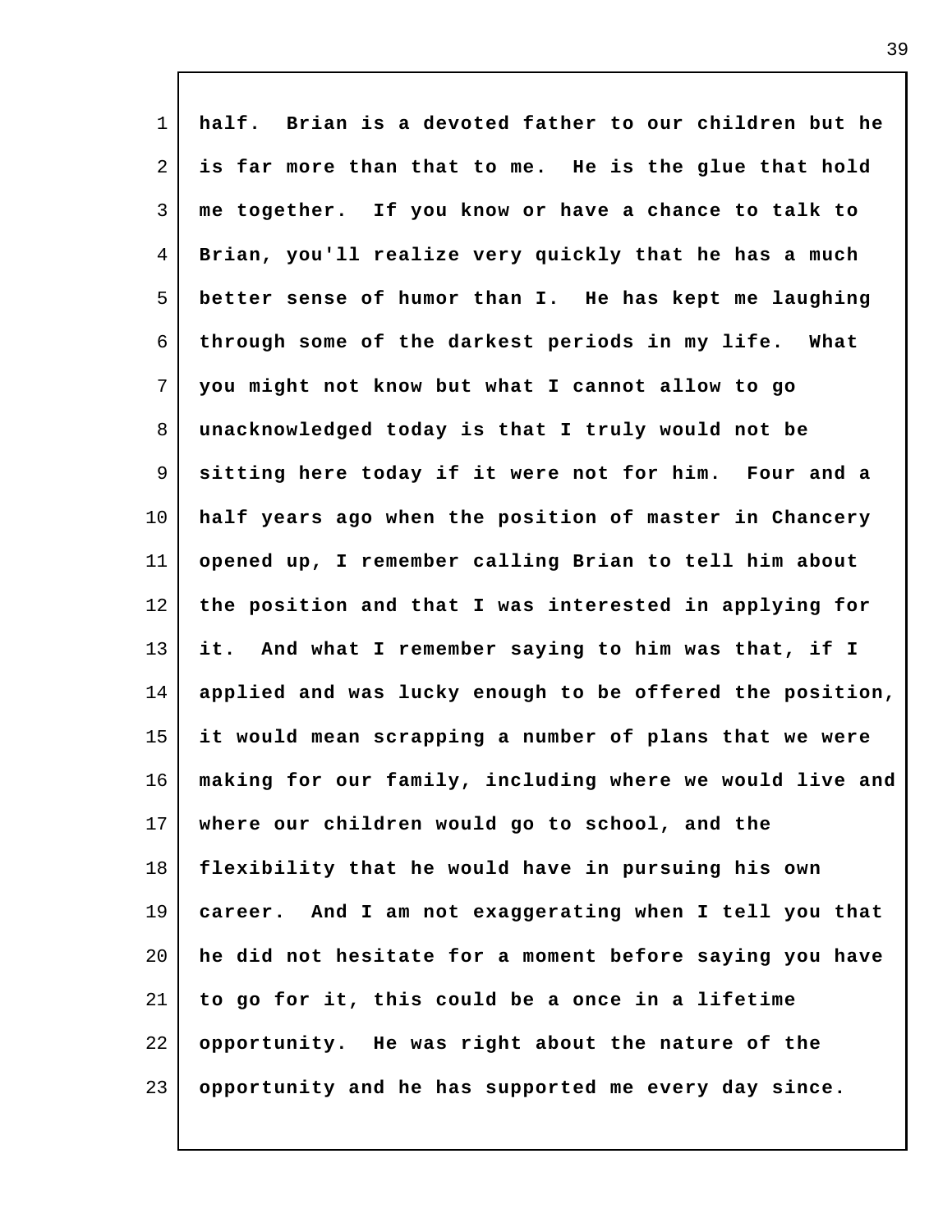half. Brian is a devoted father to our children but he is far more than that to me. He is the glue that hold me together. If you know or have a chance to talk to Brian, you'll realize very quickly that he has a much better sense of humor than I. He has kept me laughing through some of the darkest periods in my life. What you might not know but what I cannot allow to go unacknowledged today is that I truly would not be sitting here today if it were not for him. Four and a half years ago when the position of master in Chancery opened up, I remember calling Brian to tell him about the position and that I was interested in applying for it. And what I remember saying to him was that, if I applied and was lucky enough to be offered the position, it would mean scrapping a number of plans that we were making for our family, including where we would live and where our children would go to school, and the flexibility that he would have in pursuing his own career. And I am not exaggerating when I tell you that he did not hesitate for a moment before saying you have to go for it, this could be a once in a lifetime opportunity. He was right about the nature of the opportunity and he has supported me every day since.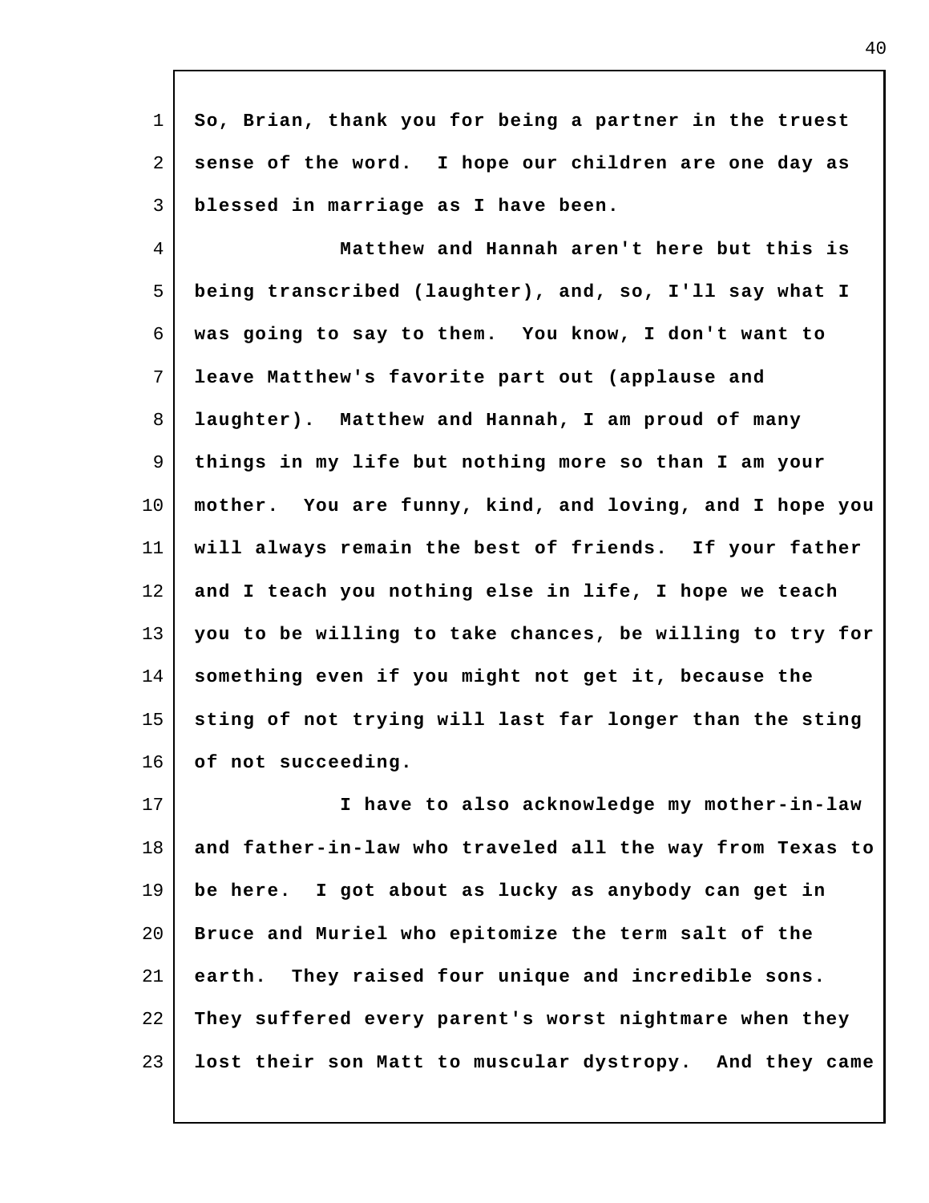So, Brian, thank you for being a partner in the truest sense of the word. I hope our children are one day as blessed in marriage as I have been.

Matthew and Hannah aren't here but this is being transcribed (laughter), and, so, I'll say what I was going to say to them. You know, I don't want to leave Matthew's favorite part out (applause and laughter). Matthew and Hannah, I am proud of many things in my life but nothing more so than I am your mother. You are funny, kind, and loving, and I hope you will always remain the best of friends. If your father and I teach you nothing else in life, I hope we teach you to be willing to take chances, be willing to try for something even if you might not get it, because the sting of not trying will last far longer than the sting of not succeeding.

I have to also acknowledge my mother-in-law and father-in-law who traveled all the way from Texas to be here. I got about as lucky as anybody can get in Bruce and Muriel who epitomize the term salt of the earth. They raised four unique and incredible sons. They suffered every parent's worst nightmare when they lost their son Matt to muscular dystropy. And they came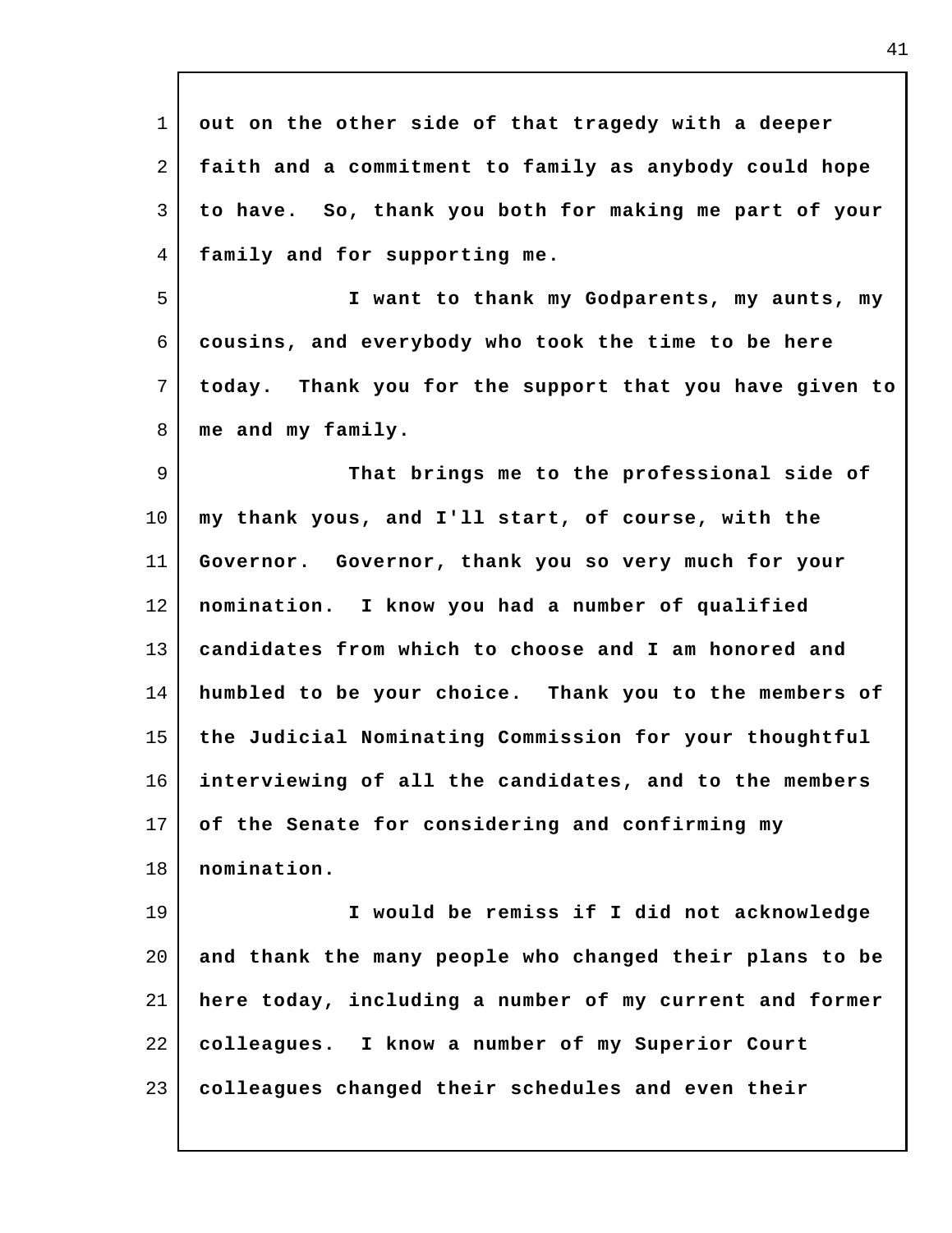out on the other side of that tragedy with a deeper faith and a commitment to family as anybody could hope to have. So, thank you both for making me part of your family and for supporting me.

I want to thank my Godparents, my aunts, my cousins, and everybody who took the time to be here today. Thank you for the support that you have given to me and my family.

That brings me to the professional side of my thank yous, and I'll start, of course, with the Governor. Governor, thank you so very much for your nomination. I know you had a number of qualified candidates from which to choose and I am honored and humbled to be your choice. Thank you to the members of the Judicial Nominating Commission for your thoughtful interviewing of all the candidates, and to the members of the Senate for considering and confirming my nomination.

I would be remiss if I did not acknowledge and thank the many people who changed their plans to be here today, including a number of my current and former colleagues. I know a number of my Superior Court colleagues changed their schedules and even their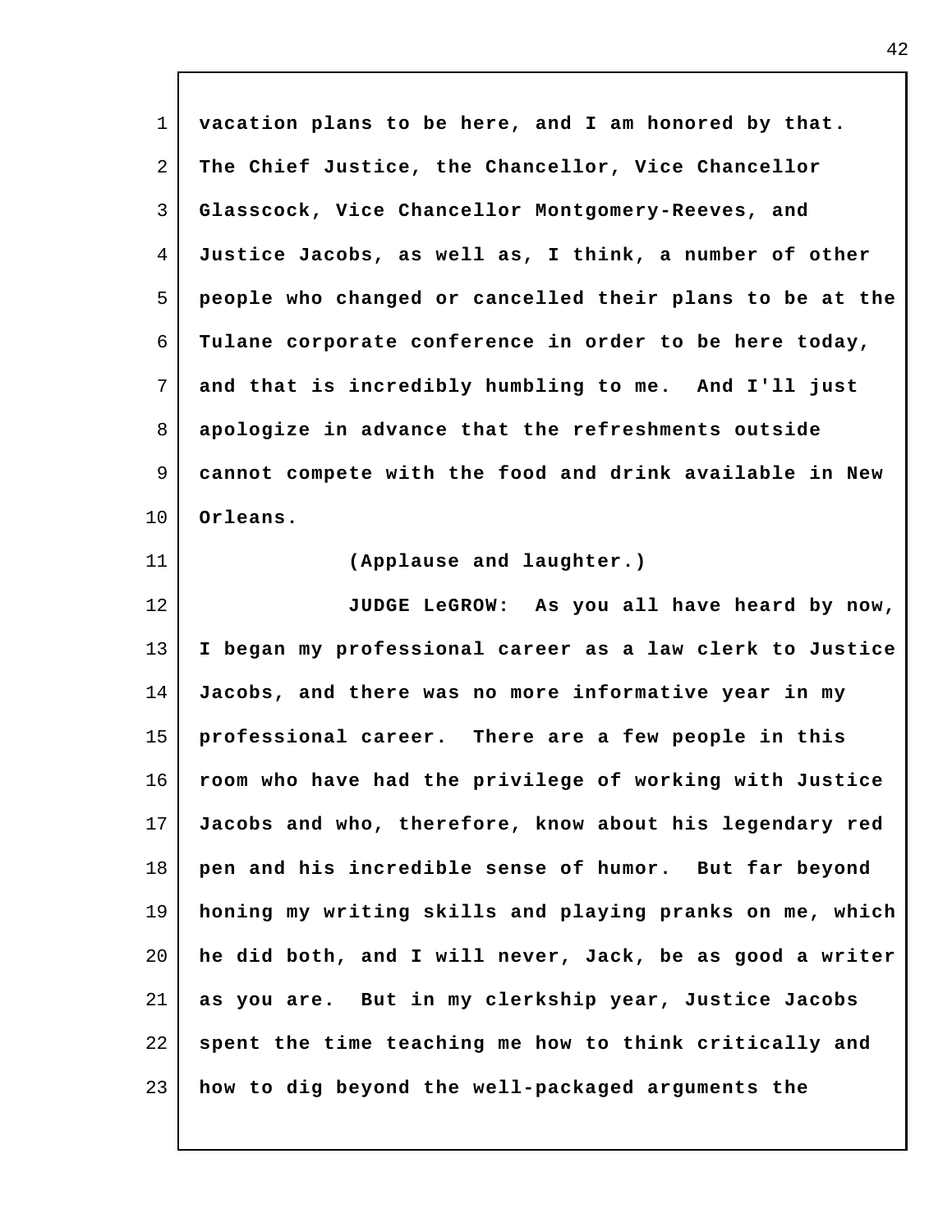vacation plans to be here, and I am honored by that. The Chief Justice, the Chancellor, Vice Chancellor Glasscock, Vice Chancellor Montgomery-Reeves, and Justice Jacobs, as well as, I think, a number of other people who changed or cancelled their plans to be at the Tulane corporate conference in order to be here today, and that is incredibly humbling to me. And I'll just apologize in advance that the refreshments outside cannot compete with the food and drink available in New Orleans.

(Applause and laughter.)

JUDGE LeGROW: As you all have heard by now, I began my professional career as a law clerk to Justice Jacobs, and there was no more informative year in my professional career. There are a few people in this room who have had the privilege of working with Justice Jacobs and who, therefore, know about his legendary red pen and his incredible sense of humor. But far beyond honing my writing skills and playing pranks on me, which he did both, and I will never, Jack, be as good a writer as you are. But in my clerkship year, Justice Jacobs spent the time teaching me how to think critically and how to dig beyond the well-packaged arguments the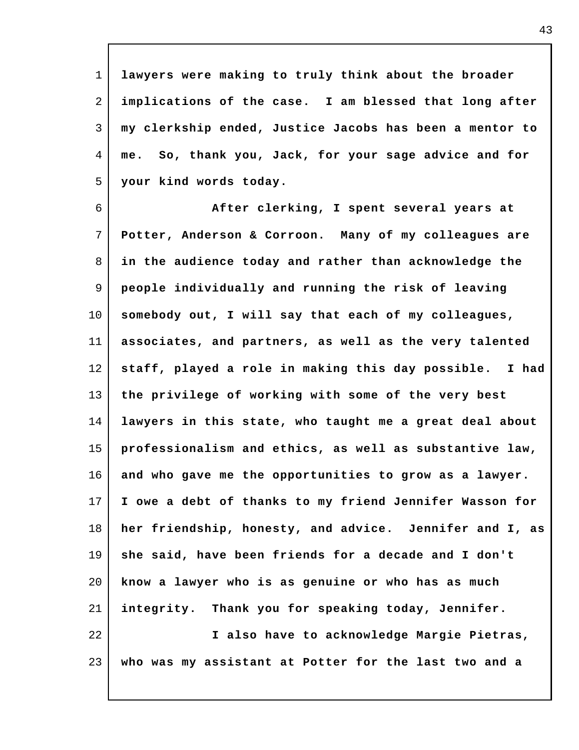lawyers were making to truly think about the broader implications of the case. I am blessed that long after my clerkship ended, Justice Jacobs has been a mentor to me. So, thank you, Jack, for your sage advice and for your kind words today.

After clerking, I spent several years at Potter, Anderson & Corroon. Many of my colleagues are in the audience today and rather than acknowledge the people individually and running the risk of leaving somebody out, I will say that each of my colleagues, associates, and partners, as well as the very talented staff, played a role in making this day possible. I had the privilege of working with some of the very best lawyers in this state, who taught me a great deal about professionalism and ethics, as well as substantive law, and who gave me the opportunities to grow as a lawyer. I owe a debt of thanks to my friend Jennifer Wasson for her friendship, honesty, and advice. Jennifer and I, as she said, have been friends for a decade and I don't know a lawyer who is as genuine or who has as much integrity. Thank you for speaking today, Jennifer.

I also have to acknowledge Margie Pietras, who was my assistant at Potter for the last two and a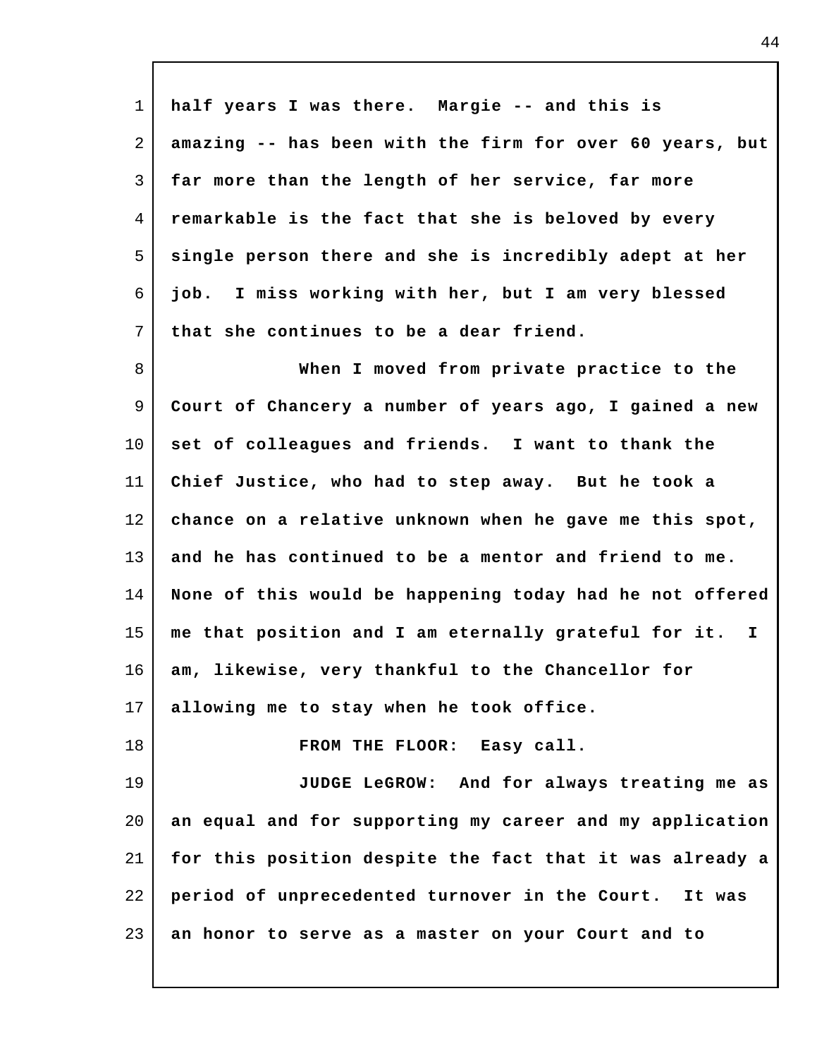half years I was there. Margie -- and this is amazing -- has been with the firm for over 60 years, but far more than the length of her service, far more remarkable is the fact that she is beloved by every single person there and she is incredibly adept at her job. I miss working with her, but I am very blessed that she continues to be a dear friend.

When I moved from private practice to the Court of Chancery a number of years ago, I gained a new set of colleagues and friends. I want to thank the Chief Justice, who had to step away. But he took a chance on a relative unknown when he gave me this spot, and he has continued to be a mentor and friend to me. None of this would be happening today had he not offered me that position and I am eternally grateful for it. I am, likewise, very thankful to the Chancellor for allowing me to stay when he took office.

FROM THE FLOOR: Easy call.

JUDGE LeGROW: And for always treating me as an equal and for supporting my career and my application for this position despite the fact that it was already a period of unprecedented turnover in the Court. It was an honor to serve as a master on your Court and to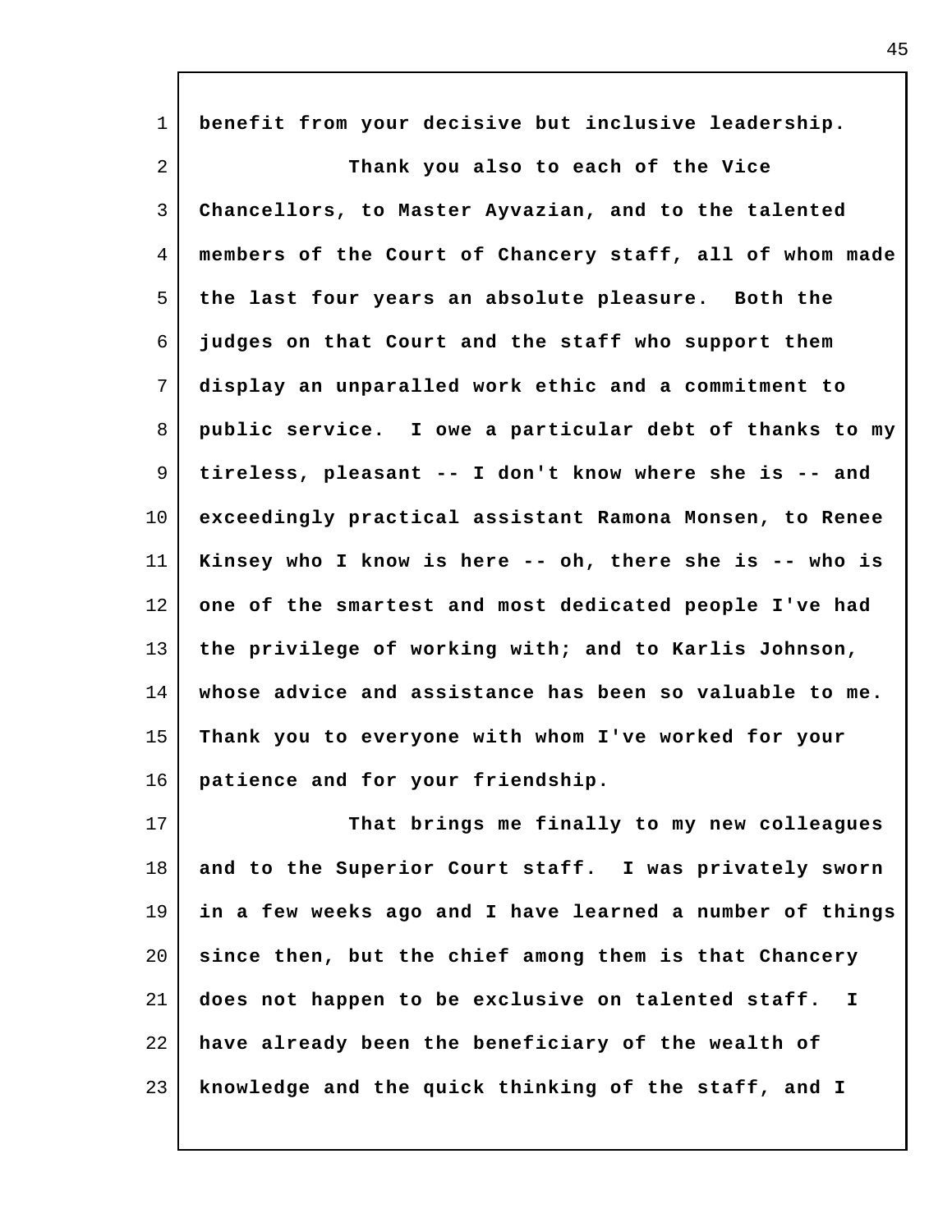benefit from your decisive but inclusive leadership.

Thank you also to each of the Vice Chancellors, to Master Ayvazian, and to the talented members of the Court of Chancery staff, all of whom made the last four years an absolute pleasure. Both the judges on that Court and the staff who support them display an unparalled work ethic and a commitment to public service. I owe a particular debt of thanks to my tireless, pleasant -- I don't know where she is -- and exceedingly practical assistant Ramona Monsen, to Renee Kinsey who I know is here -- oh, there she is -- who is one of the smartest and most dedicated people I've had the privilege of working with; and to Karlis Johnson, whose advice and assistance has been so valuable to me. Thank you to everyone with whom I've worked for your patience and for your friendship.

That brings me finally to my new colleagues and to the Superior Court staff. I was privately sworn in a few weeks ago and I have learned a number of things since then, but the chief among them is that Chancery does not happen to be exclusive on talented staff. I have already been the beneficiary of the wealth of knowledge and the quick thinking of the staff, and I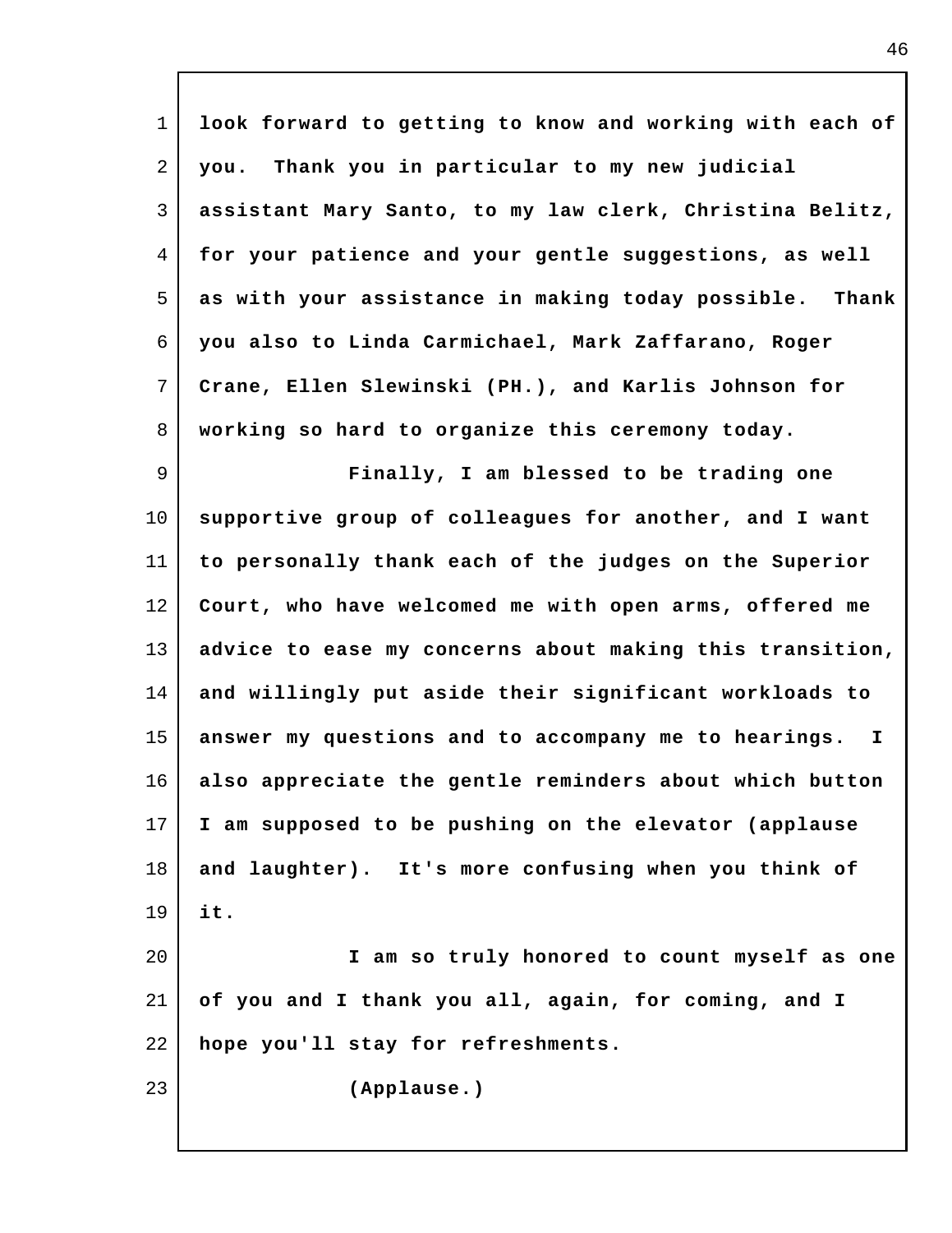look forward to getting to know and working with each of you. Thank you in particular to my new judicial assistant Mary Santo, to my law clerk, Christina Belitz, for your patience and your gentle suggestions, as well as with your assistance in making today possible. Thank you also to Linda Carmichael, Mark Zaffarano, Roger Crane, Ellen Slewinski (PH.), and Karlis Johnson for working so hard to organize this ceremony today.

Finally, I am blessed to be trading one supportive group of colleagues for another, and I want to personally thank each of the judges on the Superior Court, who have welcomed me with open arms, offered me advice to ease my concerns about making this transition, and willingly put aside their significant workloads to answer my questions and to accompany me to hearings. I also appreciate the gentle reminders about which button I am supposed to be pushing on the elevator (applause and laughter). It's more confusing when you think of it.

I am so truly honored to count myself as one of you and I thank you all, again, for coming, and I hope you'll stay for refreshments.

(Applause.)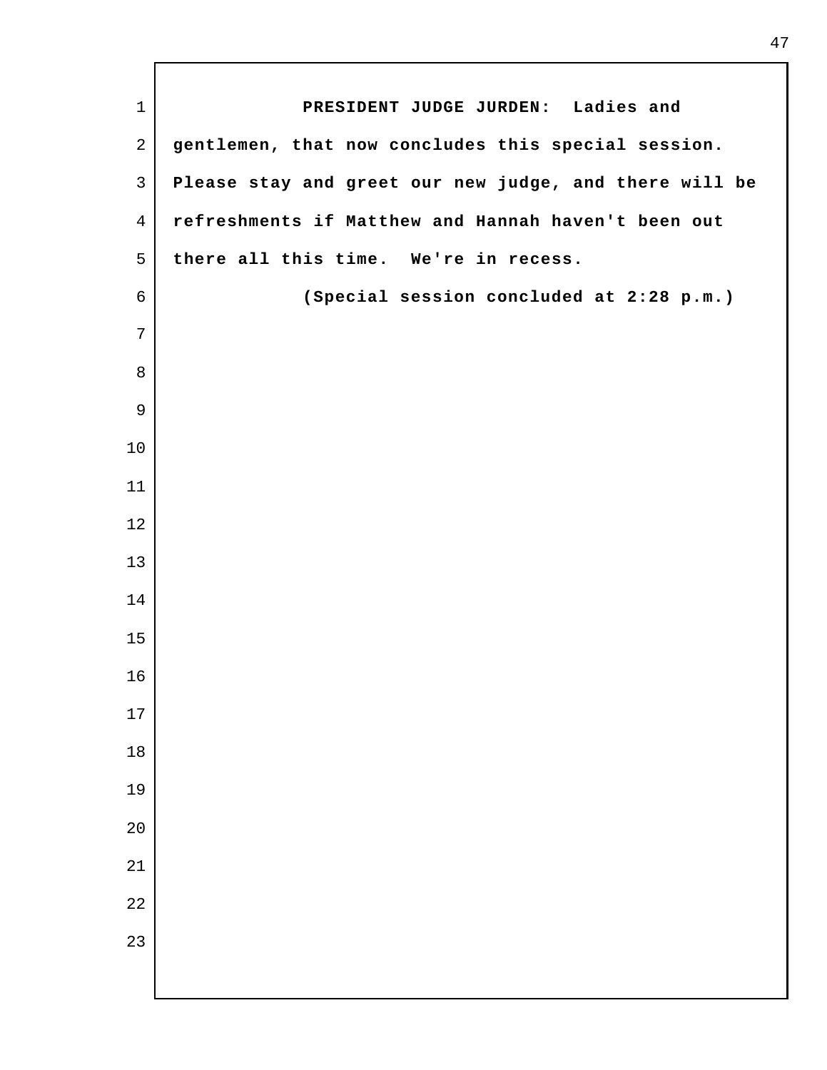**PRESIDENT JUDGE JURDEN:** Ladies and gentlemen, that now concludes this special session. Please stay and greet our new judge, and there will be refreshments if Matthew and Hannah haven't been out there all this time. We're in recess.

(Special session concluded at 2:28 p.m.)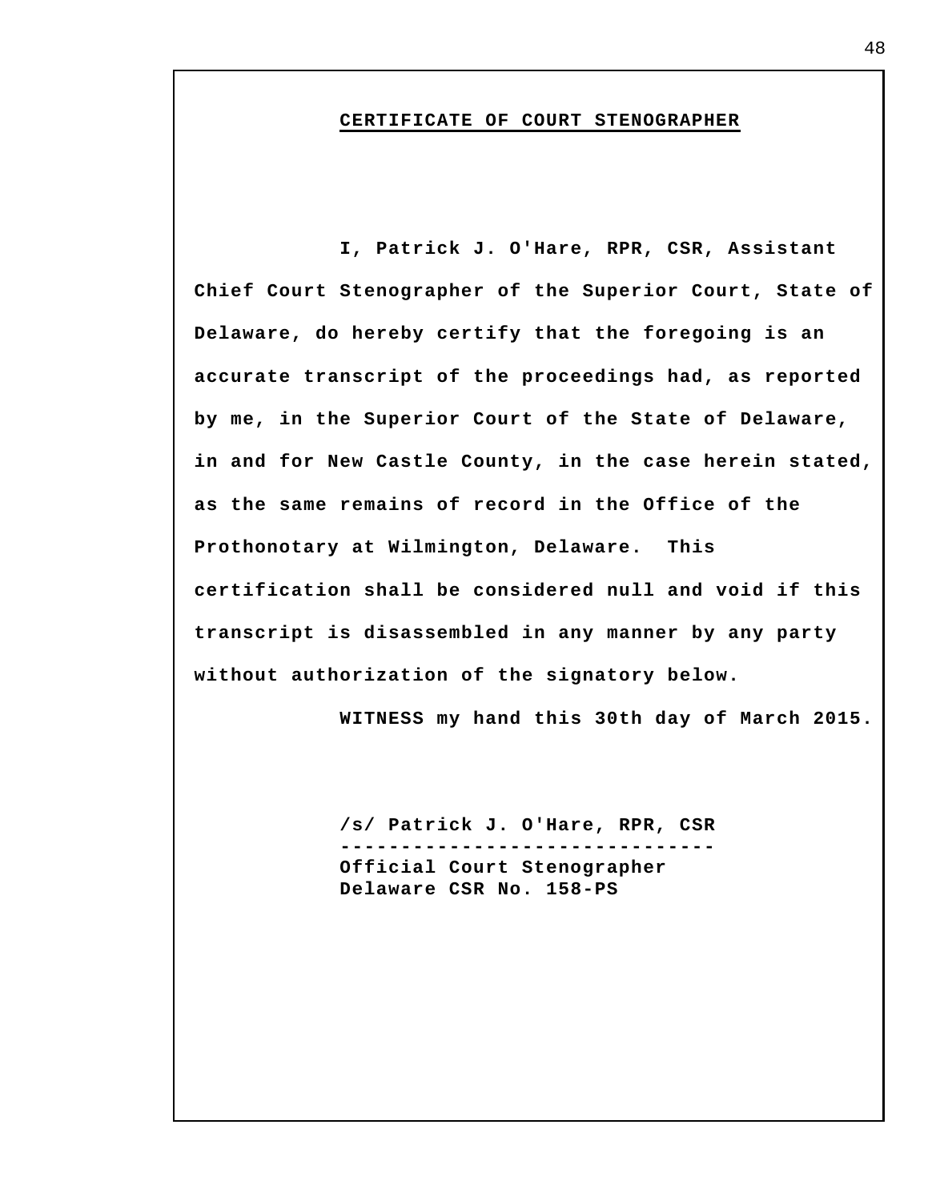## CERTIFICATE OF COURT STENOGRAPHER

I, Patrick J. O'Hare, RPR, CSR, Assistant Chief Court Stenographer of the Superior Court, State of Delaware, do hereby certify that the foregoing is an accurate transcript of the proceedings had, as reported by me, in the Superior Court of the State of Delaware, in and for New Castle County, in the case herein stated, as the same remains of record in the Office of the Prothonotary at Wilmington, Delaware. This certification shall be considered null and void if this transcript is disassembled in any manner by any party without authorization of the signatory below.

WITNESS my hand this 30th day of March 2015.

/s/ Patrick J. O'Hare, RPR, CSR
------------------------------
Official Court Stenographer
Delaware CSR No. 158-PS